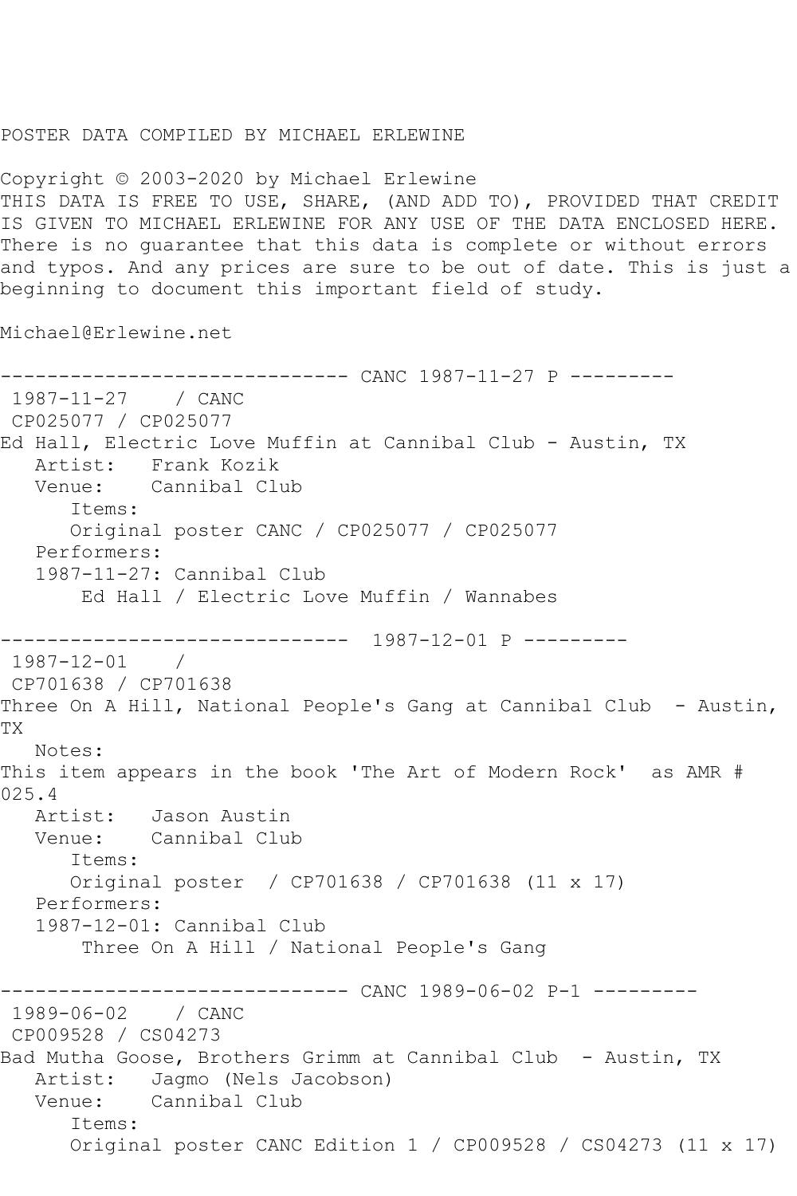POSTER DATA COMPILED BY MICHAEL ERLEWINE

Copyright © 2003-2020 by Michael Erlewine
THIS DATA IS FREE TO USE, SHARE, (AND ADD TO), PROVIDED THAT CREDIT IS GIVEN TO MICHAEL ERLEWINE FOR ANY USE OF THE DATA ENCLOSED HERE. There is no guarantee that this data is complete or without errors and typos. And any prices are sure to be out of date. This is just a beginning to document this important field of study.

Michael@Erlewine.net

------------------------------ CANC 1987-11-27 P ---------

1987-11-27 / CANC
CP025077 / CP025077
Ed Hall, Electric Love Muffin at Cannibal Club - Austin, TX
Artist: Frank Kozik
Venue: Cannibal Club
Items:
Original poster CANC / CP025077 / CP025077
Performers:
1987-11-27: Cannibal Club
Ed Hall / Electric Love Muffin / Wannabes

------------------------------ 1987-12-01 P ---------

1987-12-01 /
CP701638 / CP701638
Three On A Hill, National People's Gang at Cannibal Club - Austin, TX
Notes:
This item appears in the book 'The Art of Modern Rock' as AMR # 025.4
Artist: Jason Austin
Venue: Cannibal Club
Items:
Original poster / CP701638 / CP701638 (11 x 17)
Performers:
1987-12-01: Cannibal Club
Three On A Hill / National People's Gang

------------------------------ CANC 1989-06-02 P-1 ---------

1989-06-02 / CANC
CP009528 / CS04273
Bad Mutha Goose, Brothers Grimm at Cannibal Club - Austin, TX
Artist: Jagmo (Nels Jacobson)
Venue: Cannibal Club
Items:
Original poster CANC Edition 1 / CP009528 / CS04273 (11 x 17)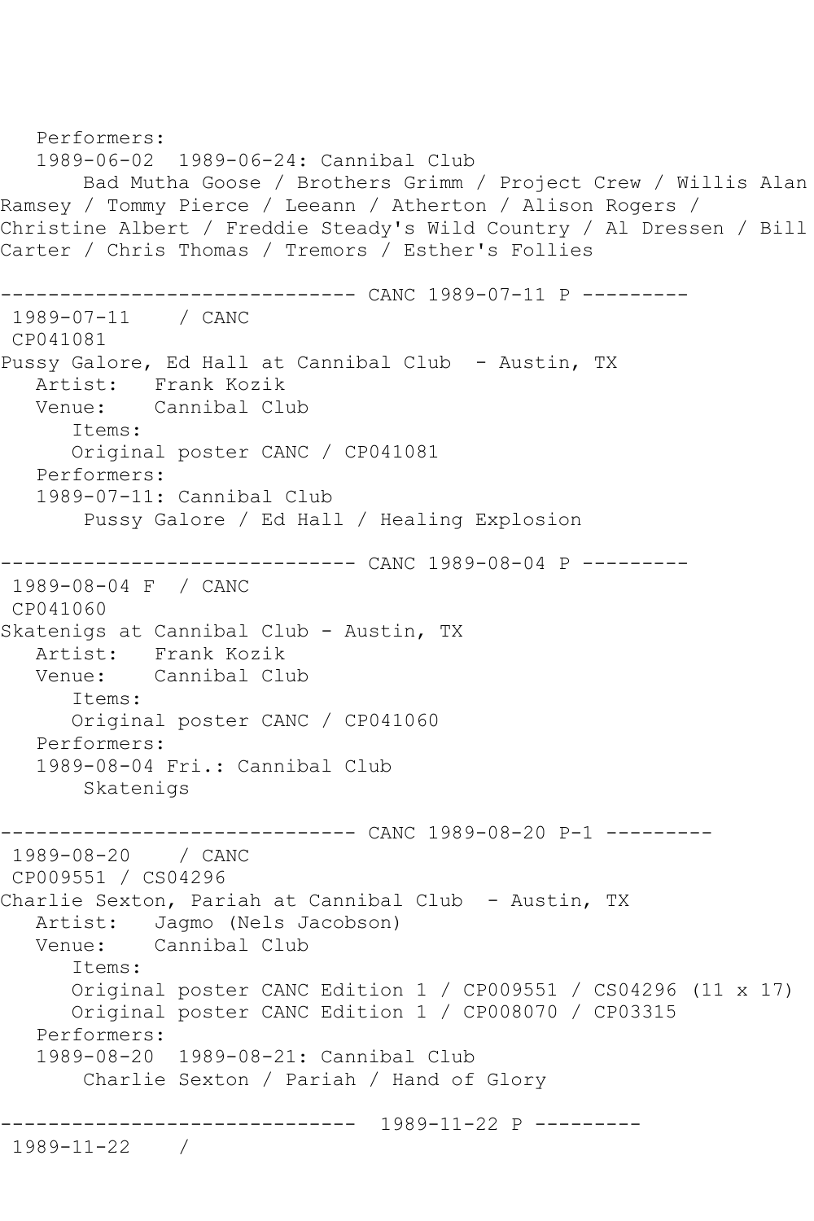Performers:
   1989-06-02  1989-06-24: Cannibal Club
       Bad Mutha Goose / Brothers Grimm / Project Crew / Willis Alan Ramsey / Tommy Pierce / Leeann / Atherton / Alison Rogers / Christine Albert / Freddie Steady's Wild Country / Al Dressen / Bill Carter / Chris Thomas / Tremors / Esther's Follies

------------------------------ CANC 1989-07-11 P ---------

1989-07-11    / CANC
CP041081
Pussy Galore, Ed Hall at Cannibal Club  - Austin, TX
   Artist:   Frank Kozik
   Venue:    Cannibal Club
      Items:
      Original poster CANC / CP041081
   Performers:
   1989-07-11: Cannibal Club
       Pussy Galore / Ed Hall / Healing Explosion

------------------------------ CANC 1989-08-04 P ---------

1989-08-04 F  / CANC
CP041060
Skatenigs at Cannibal Club - Austin, TX
   Artist:   Frank Kozik
   Venue:    Cannibal Club
      Items:
      Original poster CANC / CP041060
   Performers:
   1989-08-04 Fri.: Cannibal Club
       Skatenigs

------------------------------ CANC 1989-08-20 P-1 ---------

1989-08-20    / CANC
CP009551 / CS04296
Charlie Sexton, Pariah at Cannibal Club  - Austin, TX
   Artist:   Jagmo (Nels Jacobson)
   Venue:    Cannibal Club
      Items:
      Original poster CANC Edition 1 / CP009551 / CS04296 (11 x 17)
      Original poster CANC Edition 1 / CP008070 / CP03315
   Performers:
   1989-08-20  1989-08-21: Cannibal Club
       Charlie Sexton / Pariah / Hand of Glory

------------------------------  1989-11-22 P ---------

1989-11-22    /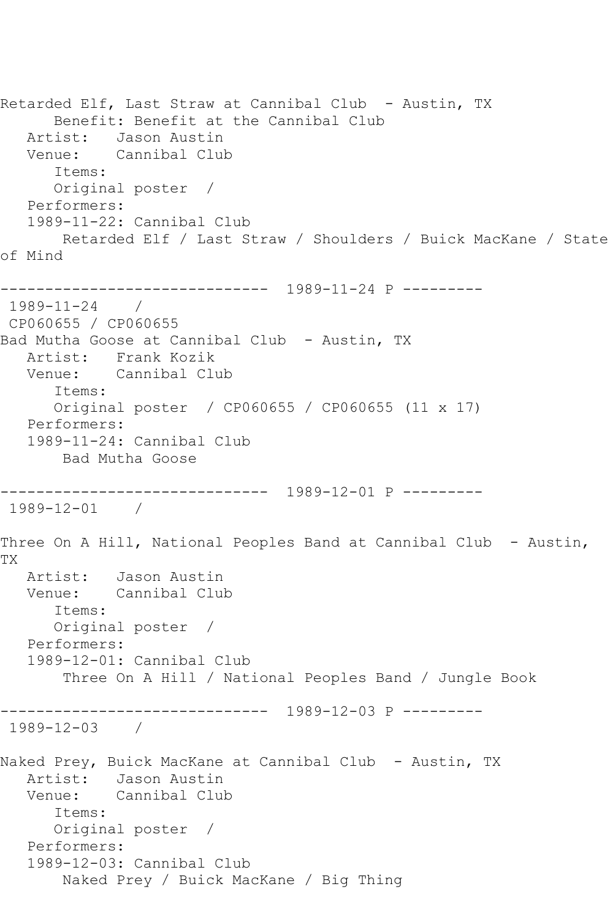Retarded Elf, Last Straw at Cannibal Club - Austin, TX
Benefit: Benefit at the Cannibal Club
Artist: Jason Austin
Venue: Cannibal Club
Items:
Original poster /
Performers:
1989-11-22: Cannibal Club
Retarded Elf / Last Straw / Shoulders / Buick MacKane / State of Mind

------------------------------ 1989-11-24 P ---------
1989-11-24 /
CP060655 / CP060655
Bad Mutha Goose at Cannibal Club - Austin, TX
Artist: Frank Kozik
Venue: Cannibal Club
Items:
Original poster / CP060655 / CP060655 (11 x 17)
Performers:
1989-11-24: Cannibal Club
Bad Mutha Goose

------------------------------ 1989-12-01 P ---------
1989-12-01 /

Three On A Hill, National Peoples Band at Cannibal Club - Austin, TX
Artist: Jason Austin
Venue: Cannibal Club
Items:
Original poster /
Performers:
1989-12-01: Cannibal Club
Three On A Hill / National Peoples Band / Jungle Book

------------------------------ 1989-12-03 P ---------
1989-12-03 /

Naked Prey, Buick MacKane at Cannibal Club - Austin, TX
Artist: Jason Austin
Venue: Cannibal Club
Items:
Original poster /
Performers:
1989-12-03: Cannibal Club
Naked Prey / Buick MacKane / Big Thing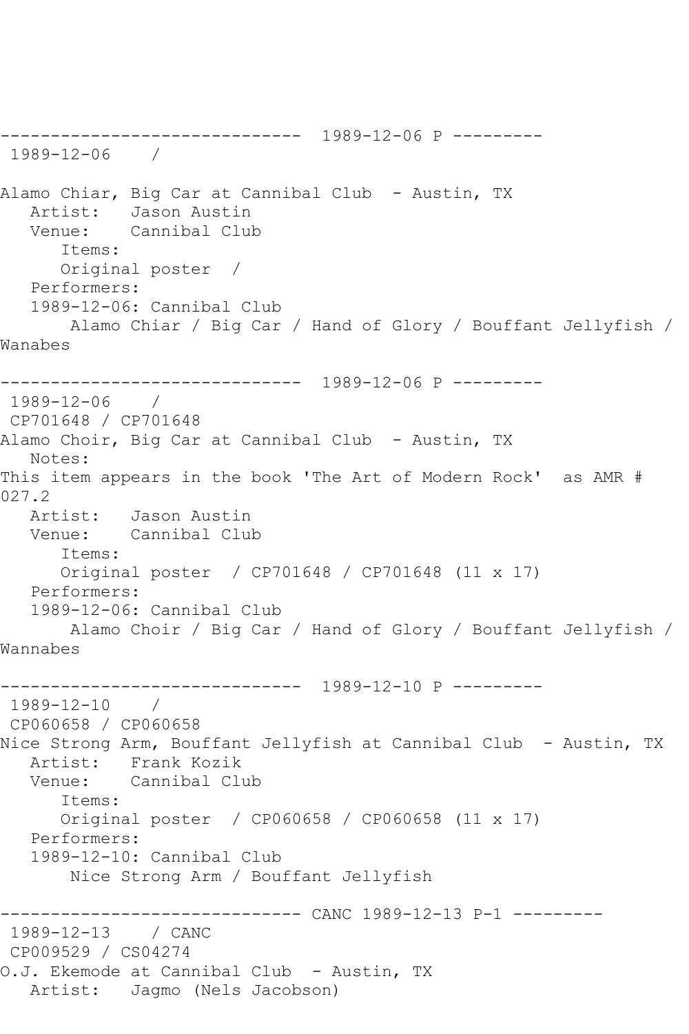------------------------------ 1989-12-06 P ---------

1989-12-06 /

Alamo Chiar, Big Car at Cannibal Club - Austin, TX

Artist: Jason Austin

Venue: Cannibal Club

Items:

Original poster /

Performers:

1989-12-06: Cannibal Club

Alamo Chiar / Big Car / Hand of Glory / Bouffant Jellyfish / Wanabes

------------------------------ 1989-12-06 P ---------

1989-12-06 /

CP701648 / CP701648

Alamo Choir, Big Car at Cannibal Club - Austin, TX

Notes:

This item appears in the book 'The Art of Modern Rock' as AMR # 027.2

Artist: Jason Austin

Venue: Cannibal Club

Items:

Original poster / CP701648 / CP701648 (11 x 17)

Performers:

1989-12-06: Cannibal Club

Alamo Choir / Big Car / Hand of Glory / Bouffant Jellyfish / Wannabes

------------------------------ 1989-12-10 P ---------

1989-12-10 /

CP060658 / CP060658

Nice Strong Arm, Bouffant Jellyfish at Cannibal Club - Austin, TX

Artist: Frank Kozik

Venue: Cannibal Club

Items:

Original poster / CP060658 / CP060658 (11 x 17)

Performers:

1989-12-10: Cannibal Club

Nice Strong Arm / Bouffant Jellyfish

------------------------------ CANC 1989-12-13 P-1 ---------

1989-12-13 / CANC

CP009529 / CS04274

O.J. Ekemode at Cannibal Club - Austin, TX

Artist: Jagmo (Nels Jacobson)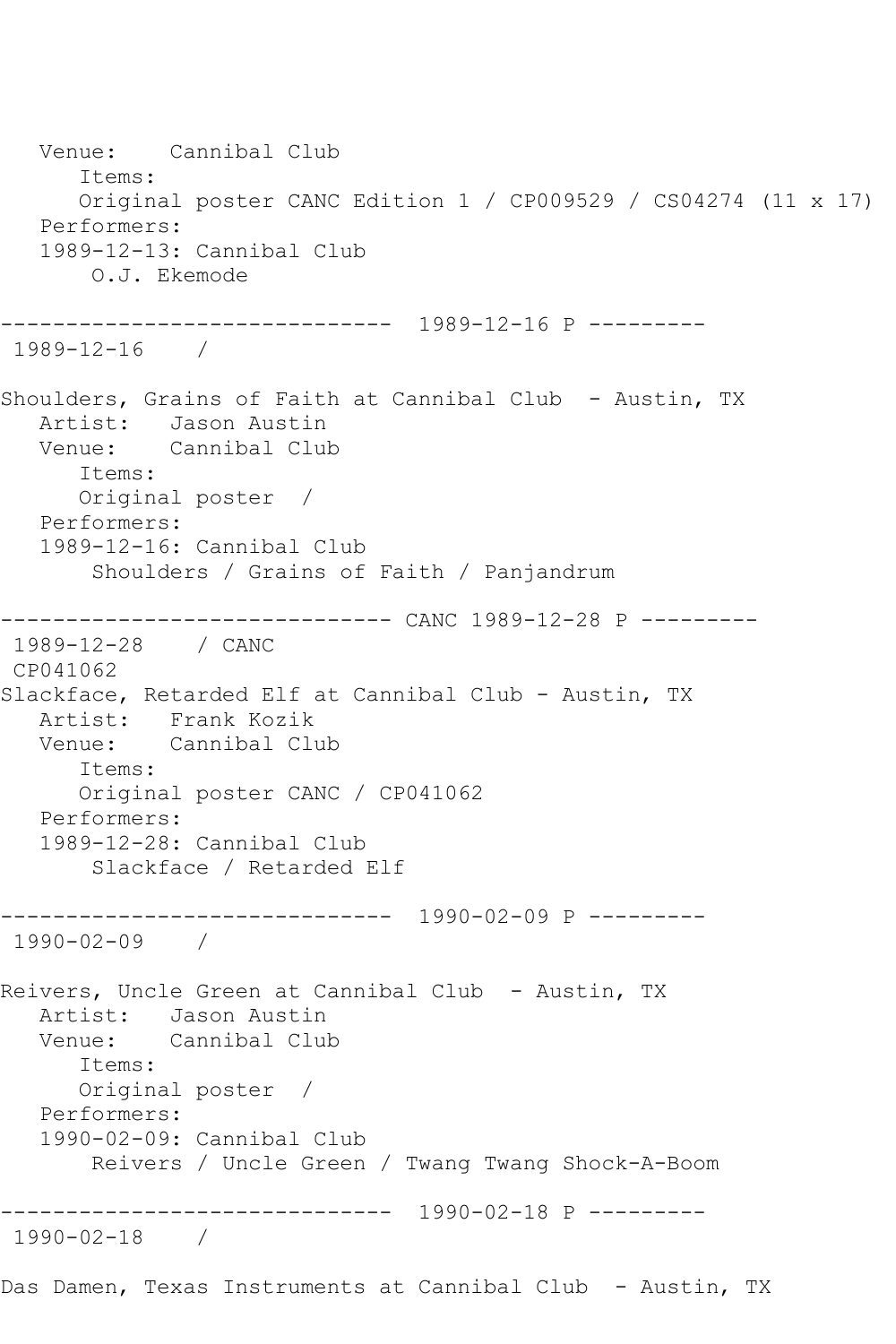```
   Venue:    Cannibal Club
      Items:
      Original poster CANC Edition 1 / CP009529 / CS04274 (11 x 17)
   Performers:
   1989-12-13: Cannibal Club
       O.J. Ekemode

------------------------------  1989-12-16 P ---------
 1989-12-16    /

Shoulders, Grains of Faith at Cannibal Club  - Austin, TX
   Artist:   Jason Austin
   Venue:    Cannibal Club
      Items:
      Original poster  /
   Performers:
   1989-12-16: Cannibal Club
       Shoulders / Grains of Faith / Panjandrum

------------------------------ CANC 1989-12-28 P ---------
 1989-12-28    / CANC
 CP041062
Slackface, Retarded Elf at Cannibal Club - Austin, TX
   Artist:   Frank Kozik
   Venue:    Cannibal Club
      Items:
      Original poster CANC / CP041062
   Performers:
   1989-12-28: Cannibal Club
       Slackface / Retarded Elf

------------------------------  1990-02-09 P ---------
 1990-02-09    /

Reivers, Uncle Green at Cannibal Club  - Austin, TX
   Artist:   Jason Austin
   Venue:    Cannibal Club
      Items:
      Original poster  /
   Performers:
   1990-02-09: Cannibal Club
       Reivers / Uncle Green / Twang Twang Shock-A-Boom

------------------------------  1990-02-18 P ---------
 1990-02-18    /

Das Damen, Texas Instruments at Cannibal Club  - Austin, TX
```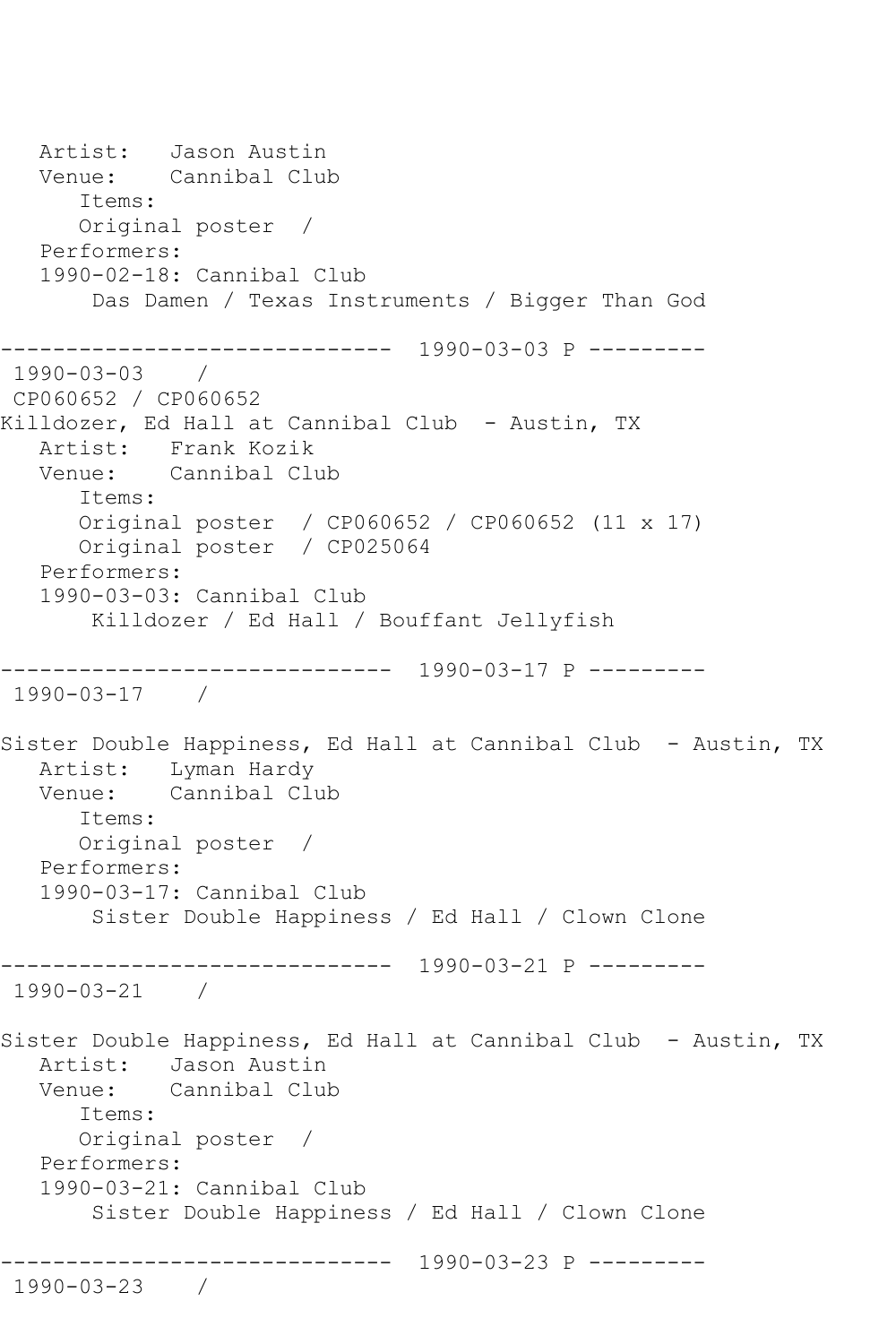```
   Artist:   Jason Austin
   Venue:    Cannibal Club
      Items:
      Original poster  /
   Performers:
   1990-02-18: Cannibal Club
       Das Damen / Texas Instruments / Bigger Than God

------------------------------  1990-03-03 P ---------
 1990-03-03    /
 CP060652 / CP060652
Killdozer, Ed Hall at Cannibal Club  - Austin, TX
   Artist:   Frank Kozik
   Venue:    Cannibal Club
      Items:
      Original poster  / CP060652 / CP060652 (11 x 17)
      Original poster  / CP025064
   Performers:
   1990-03-03: Cannibal Club
       Killdozer / Ed Hall / Bouffant Jellyfish

------------------------------  1990-03-17 P ---------
 1990-03-17    /

Sister Double Happiness, Ed Hall at Cannibal Club  - Austin, TX
   Artist:   Lyman Hardy
   Venue:    Cannibal Club
      Items:
      Original poster  /
   Performers:
   1990-03-17: Cannibal Club
       Sister Double Happiness / Ed Hall / Clown Clone

------------------------------  1990-03-21 P ---------
 1990-03-21    /

Sister Double Happiness, Ed Hall at Cannibal Club  - Austin, TX
   Artist:   Jason Austin
   Venue:    Cannibal Club
      Items:
      Original poster  /
   Performers:
   1990-03-21: Cannibal Club
       Sister Double Happiness / Ed Hall / Clown Clone

------------------------------  1990-03-23 P ---------
 1990-03-23    /
```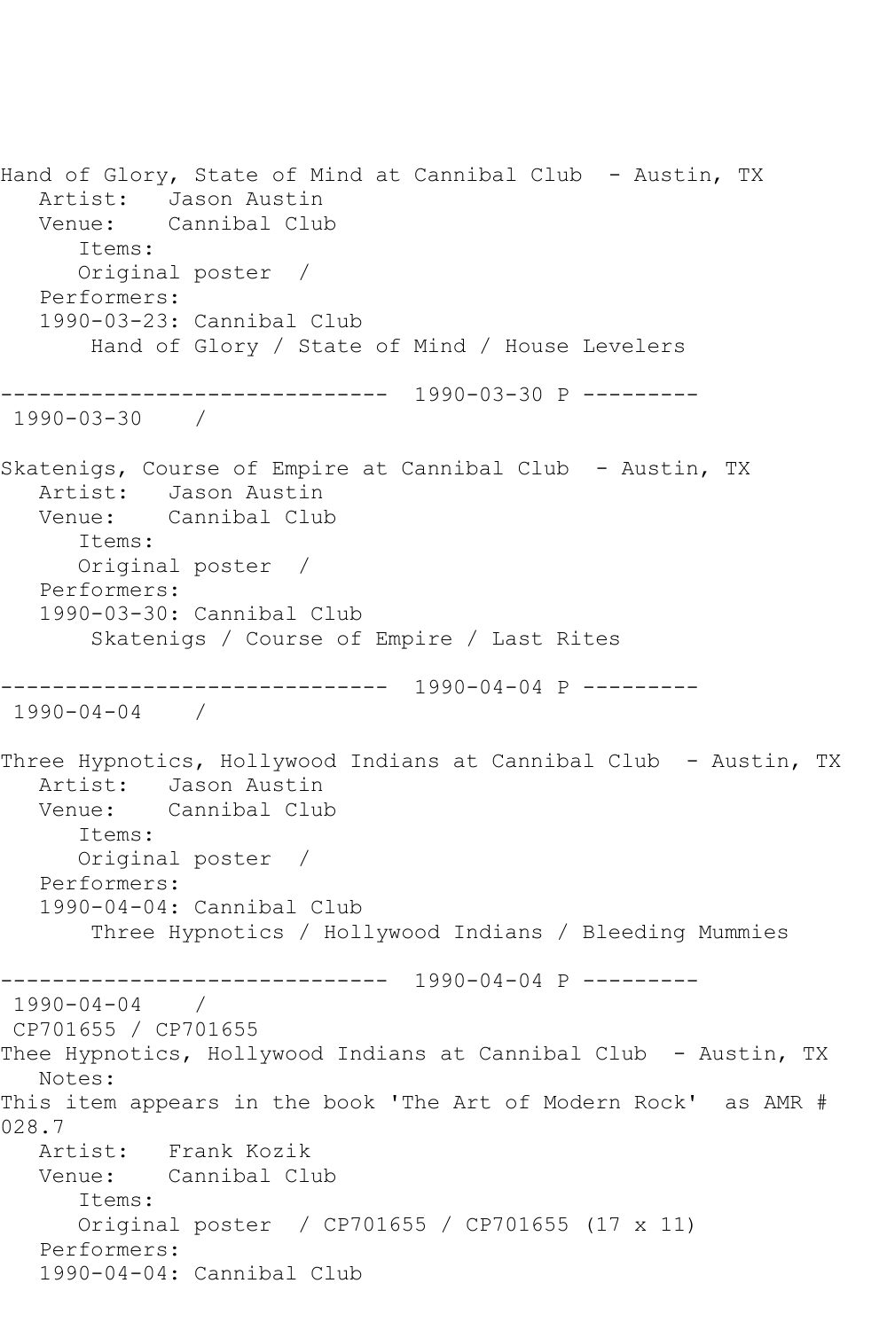Hand of Glory, State of Mind at Cannibal Club - Austin, TX
   Artist: Jason Austin
   Venue: Cannibal Club
      Items:
      Original poster /
   Performers:
   1990-03-23: Cannibal Club
       Hand of Glory / State of Mind / House Levelers

------------------------------ 1990-03-30 P ---------
 1990-03-30 /

Skatenigs, Course of Empire at Cannibal Club - Austin, TX
   Artist: Jason Austin
   Venue: Cannibal Club
      Items:
      Original poster /
   Performers:
   1990-03-30: Cannibal Club
       Skatenigs / Course of Empire / Last Rites

------------------------------ 1990-04-04 P ---------
 1990-04-04 /

Three Hypnotics, Hollywood Indians at Cannibal Club - Austin, TX
   Artist: Jason Austin
   Venue: Cannibal Club
      Items:
      Original poster /
   Performers:
   1990-04-04: Cannibal Club
       Three Hypnotics / Hollywood Indians / Bleeding Mummies

------------------------------ 1990-04-04 P ---------
 1990-04-04 /
 CP701655 / CP701655
Thee Hypnotics, Hollywood Indians at Cannibal Club - Austin, TX
   Notes:
This item appears in the book 'The Art of Modern Rock' as AMR # 028.7
   Artist: Frank Kozik
   Venue: Cannibal Club
      Items:
      Original poster / CP701655 / CP701655 (17 x 11)
   Performers:
   1990-04-04: Cannibal Club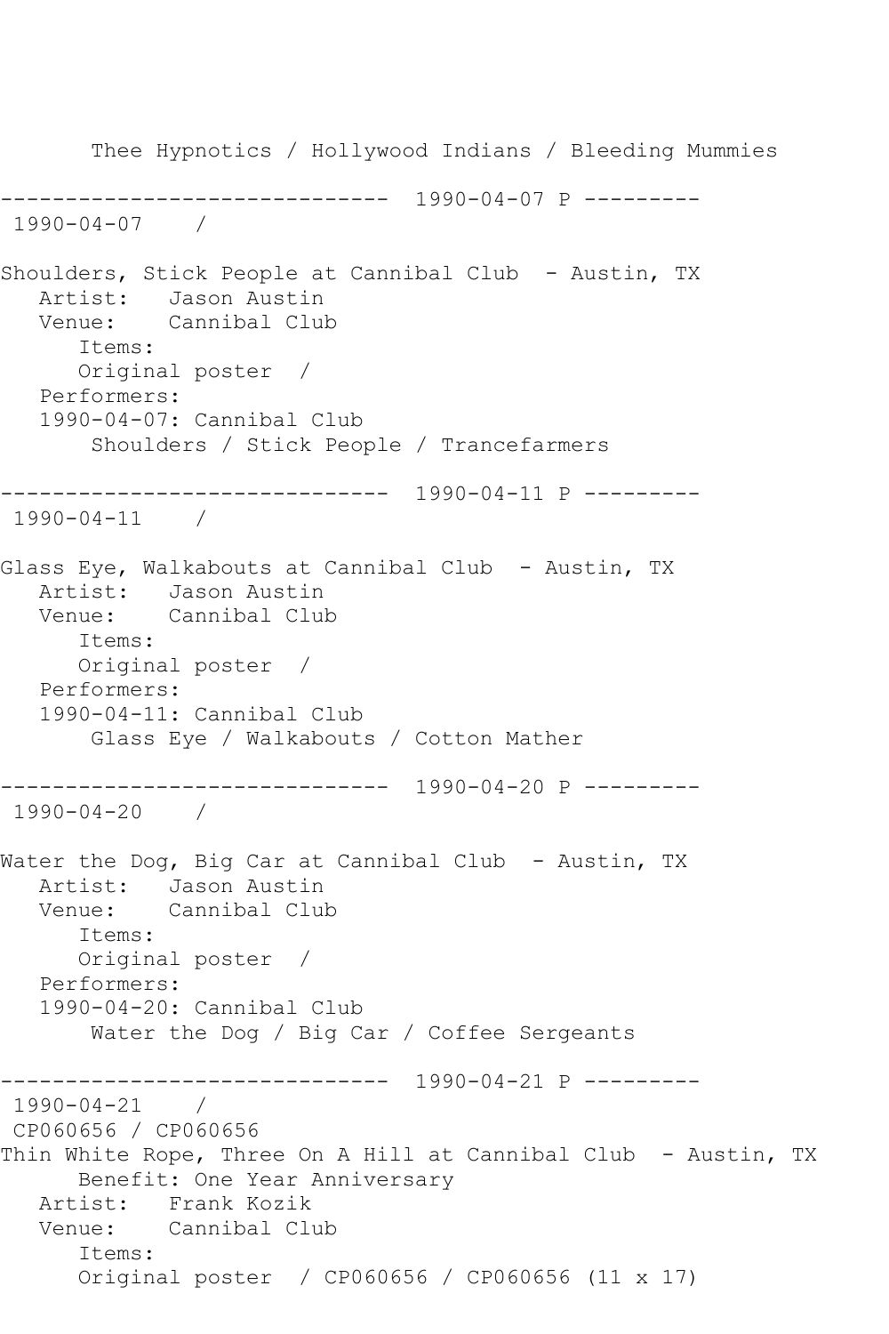Thee Hypnotics / Hollywood Indians / Bleeding Mummies

------------------------------ 1990-04-07 P ---------
1990-04-07 /

Shoulders, Stick People at Cannibal Club - Austin, TX
Artist: Jason Austin
Venue: Cannibal Club
Items:
Original poster /
Performers:
1990-04-07: Cannibal Club
Shoulders / Stick People / Trancefarmers

------------------------------ 1990-04-11 P ---------
1990-04-11 /

Glass Eye, Walkabouts at Cannibal Club - Austin, TX
Artist: Jason Austin
Venue: Cannibal Club
Items:
Original poster /
Performers:
1990-04-11: Cannibal Club
Glass Eye / Walkabouts / Cotton Mather

------------------------------ 1990-04-20 P ---------
1990-04-20 /

Water the Dog, Big Car at Cannibal Club - Austin, TX
Artist: Jason Austin
Venue: Cannibal Club
Items:
Original poster /
Performers:
1990-04-20: Cannibal Club
Water the Dog / Big Car / Coffee Sergeants

------------------------------ 1990-04-21 P ---------
1990-04-21 /
CP060656 / CP060656
Thin White Rope, Three On A Hill at Cannibal Club - Austin, TX
Benefit: One Year Anniversary
Artist: Frank Kozik
Venue: Cannibal Club
Items:
Original poster / CP060656 / CP060656 (11 x 17)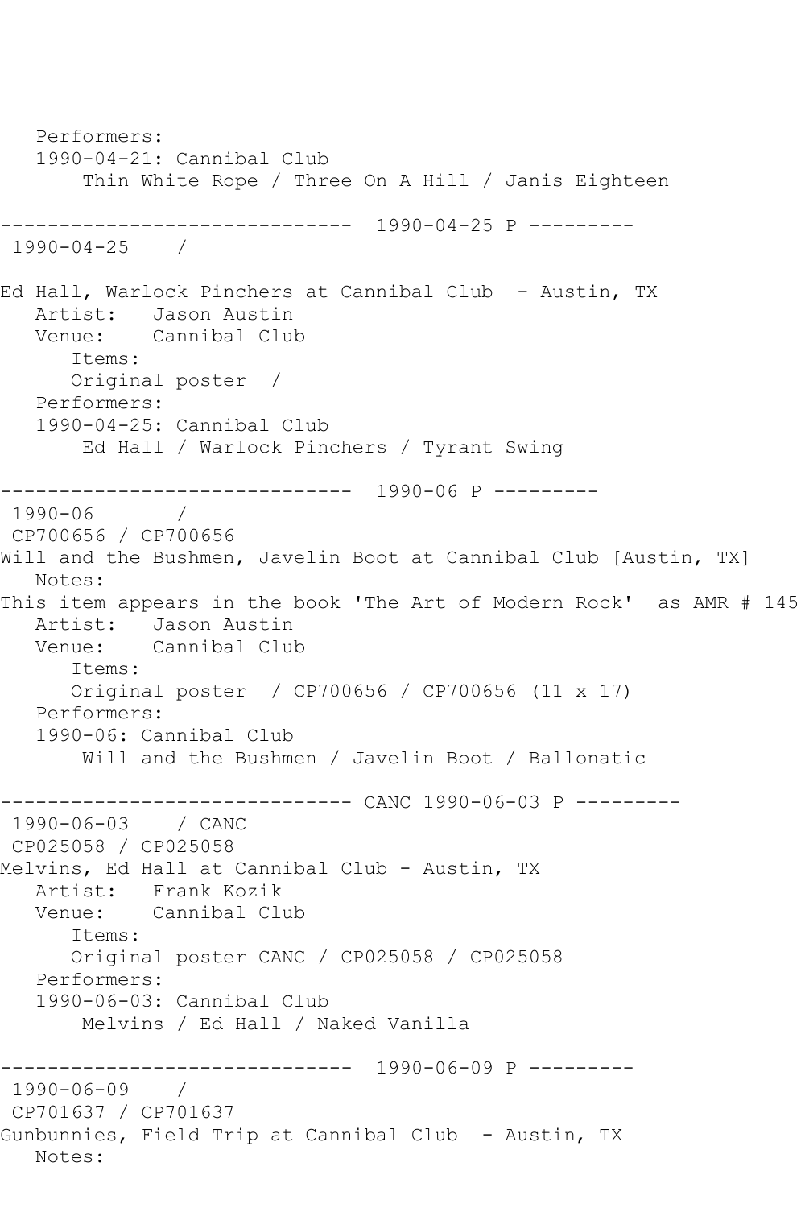Performers:
1990-04-21: Cannibal Club
Thin White Rope / Three On A Hill / Janis Eighteen

------------------------------ 1990-04-25 P ---------
1990-04-25 /

Ed Hall, Warlock Pinchers at Cannibal Club - Austin, TX
Artist: Jason Austin
Venue: Cannibal Club
Items:
Original poster /
Performers:
1990-04-25: Cannibal Club
Ed Hall / Warlock Pinchers / Tyrant Swing

------------------------------ 1990-06 P ---------
1990-06 /
CP700656 / CP700656
Will and the Bushmen, Javelin Boot at Cannibal Club [Austin, TX]
Notes:
This item appears in the book 'The Art of Modern Rock' as AMR # 145
Artist: Jason Austin
Venue: Cannibal Club
Items:
Original poster / CP700656 / CP700656 (11 x 17)
Performers:
1990-06: Cannibal Club
Will and the Bushmen / Javelin Boot / Ballonatic

------------------------------ CANC 1990-06-03 P ---------
1990-06-03 / CANC
CP025058 / CP025058
Melvins, Ed Hall at Cannibal Club - Austin, TX
Artist: Frank Kozik
Venue: Cannibal Club
Items:
Original poster CANC / CP025058 / CP025058
Performers:
1990-06-03: Cannibal Club
Melvins / Ed Hall / Naked Vanilla

------------------------------ 1990-06-09 P ---------
1990-06-09 /
CP701637 / CP701637
Gunbunnies, Field Trip at Cannibal Club - Austin, TX
Notes: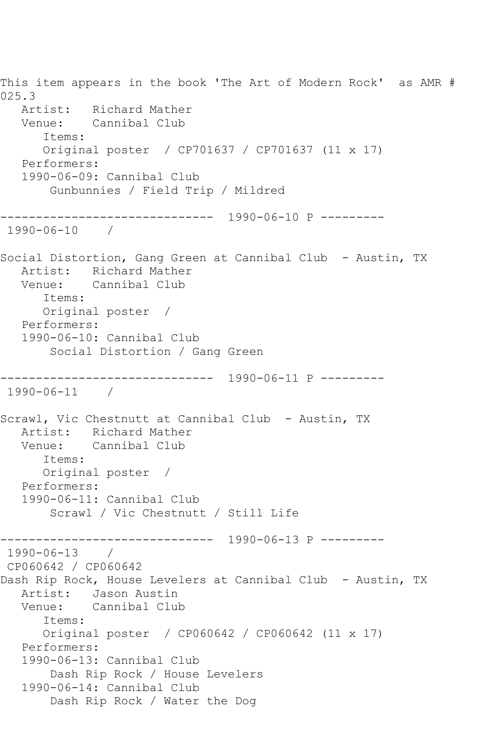This item appears in the book 'The Art of Modern Rock' as AMR # 025.3

   Artist:   Richard Mather
   Venue:    Cannibal Club
      Items:
      Original poster  / CP701637 / CP701637 (11 x 17)
   Performers:
   1990-06-09: Cannibal Club
       Gunbunnies / Field Trip / Mildred

------------------------------ 1990-06-10 P ---------

1990-06-10    /

Social Distortion, Gang Green at Cannibal Club  - Austin, TX

   Artist:   Richard Mather
   Venue:    Cannibal Club
      Items:
      Original poster  /
   Performers:
   1990-06-10: Cannibal Club
       Social Distortion / Gang Green

------------------------------ 1990-06-11 P ---------

1990-06-11    /

Scrawl, Vic Chestnutt at Cannibal Club  - Austin, TX

   Artist:   Richard Mather
   Venue:    Cannibal Club
      Items:
      Original poster  /
   Performers:
   1990-06-11: Cannibal Club
       Scrawl / Vic Chestnutt / Still Life

------------------------------ 1990-06-13 P ---------

1990-06-13    /
CP060642 / CP060642

Dash Rip Rock, House Levelers at Cannibal Club  - Austin, TX

   Artist:   Jason Austin
   Venue:    Cannibal Club
      Items:
      Original poster  / CP060642 / CP060642 (11 x 17)
   Performers:
   1990-06-13: Cannibal Club
       Dash Rip Rock / House Levelers
   1990-06-14: Cannibal Club
       Dash Rip Rock / Water the Dog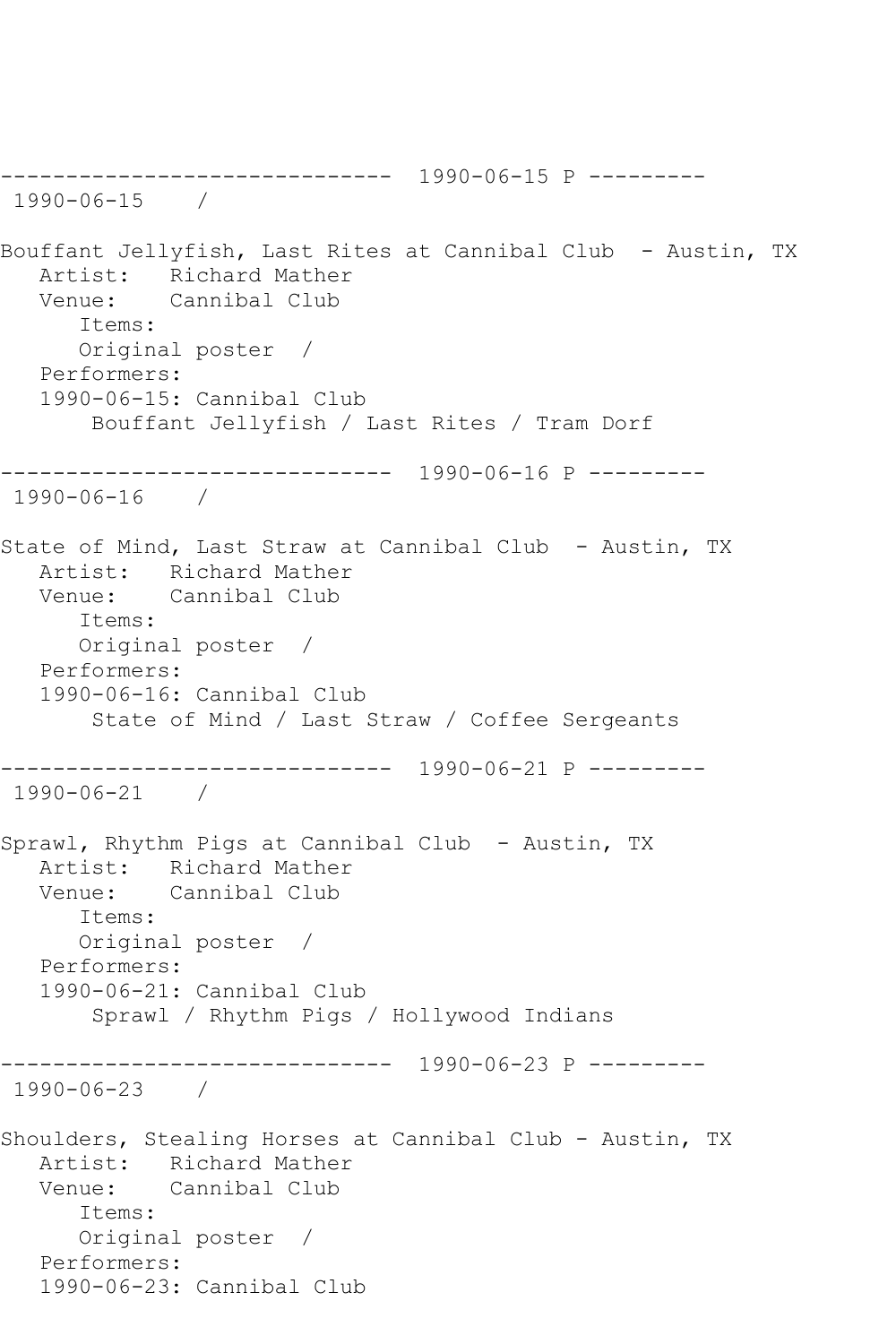------------------------------ 1990-06-15 P ---------
1990-06-15 /

Bouffant Jellyfish, Last Rites at Cannibal Club - Austin, TX
Artist: Richard Mather
Venue: Cannibal Club
Items:
Original poster /
Performers:
1990-06-15: Cannibal Club
Bouffant Jellyfish / Last Rites / Tram Dorf

------------------------------ 1990-06-16 P ---------
1990-06-16 /

State of Mind, Last Straw at Cannibal Club - Austin, TX
Artist: Richard Mather
Venue: Cannibal Club
Items:
Original poster /
Performers:
1990-06-16: Cannibal Club
State of Mind / Last Straw / Coffee Sergeants

------------------------------ 1990-06-21 P ---------
1990-06-21 /

Sprawl, Rhythm Pigs at Cannibal Club - Austin, TX
Artist: Richard Mather
Venue: Cannibal Club
Items:
Original poster /
Performers:
1990-06-21: Cannibal Club
Sprawl / Rhythm Pigs / Hollywood Indians

------------------------------ 1990-06-23 P ---------
1990-06-23 /

Shoulders, Stealing Horses at Cannibal Club - Austin, TX
Artist: Richard Mather
Venue: Cannibal Club
Items:
Original poster /
Performers:
1990-06-23: Cannibal Club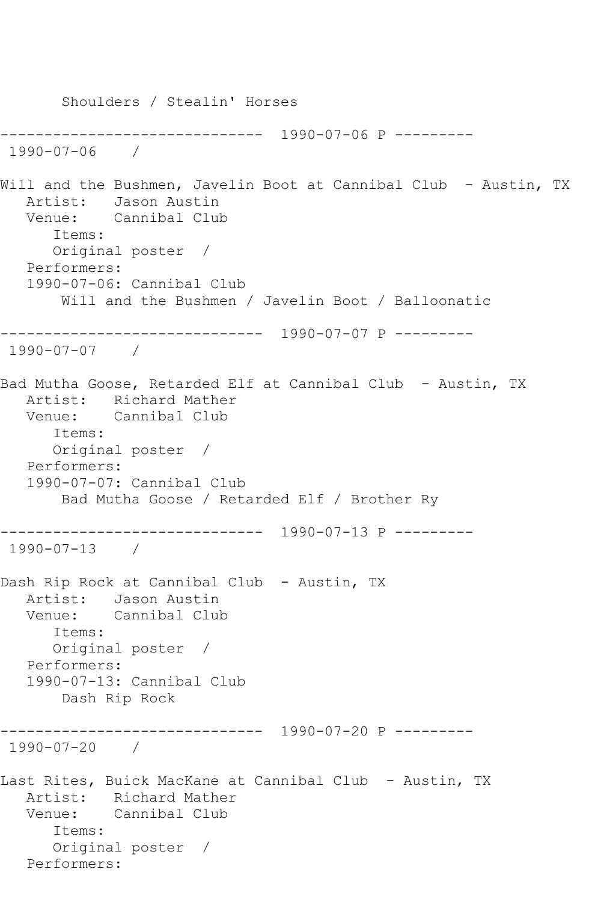Shoulders / Stealin' Horses

------------------------------ 1990-07-06 P ---------
1990-07-06 /

Will and the Bushmen, Javelin Boot at Cannibal Club - Austin, TX
Artist: Jason Austin
Venue: Cannibal Club
Items:
Original poster /
Performers:
1990-07-06: Cannibal Club
Will and the Bushmen / Javelin Boot / Balloonatic

------------------------------ 1990-07-07 P ---------
1990-07-07 /

Bad Mutha Goose, Retarded Elf at Cannibal Club - Austin, TX
Artist: Richard Mather
Venue: Cannibal Club
Items:
Original poster /
Performers:
1990-07-07: Cannibal Club
Bad Mutha Goose / Retarded Elf / Brother Ry

------------------------------ 1990-07-13 P ---------
1990-07-13 /

Dash Rip Rock at Cannibal Club - Austin, TX
Artist: Jason Austin
Venue: Cannibal Club
Items:
Original poster /
Performers:
1990-07-13: Cannibal Club
Dash Rip Rock

------------------------------ 1990-07-20 P ---------
1990-07-20 /

Last Rites, Buick MacKane at Cannibal Club - Austin, TX
Artist: Richard Mather
Venue: Cannibal Club
Items:
Original poster /
Performers: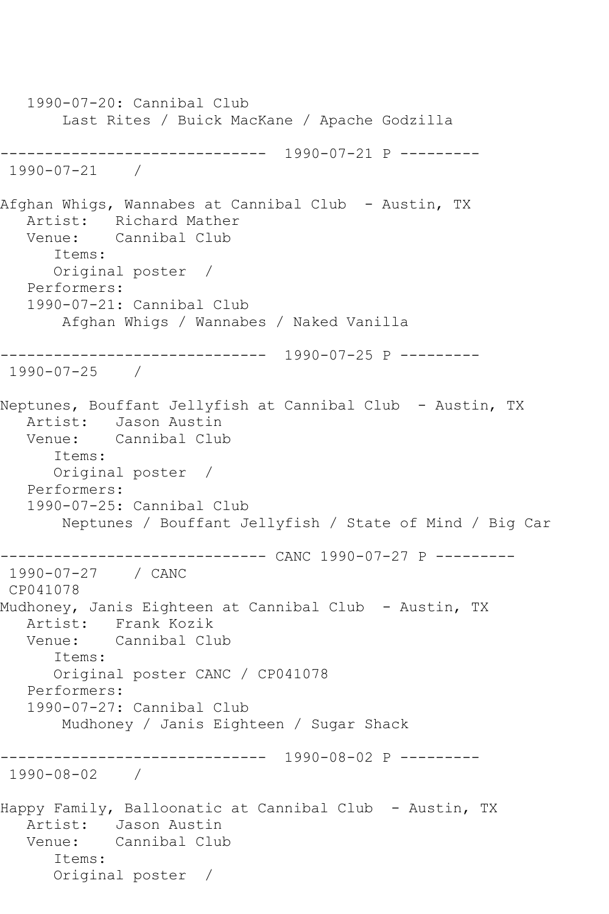```
   1990-07-20: Cannibal Club
       Last Rites / Buick MacKane / Apache Godzilla

------------------------------  1990-07-21 P ---------
 1990-07-21    /

Afghan Whigs, Wannabes at Cannibal Club  - Austin, TX
   Artist:   Richard Mather
   Venue:    Cannibal Club
      Items:
      Original poster  /
   Performers:
   1990-07-21: Cannibal Club
       Afghan Whigs / Wannabes / Naked Vanilla

------------------------------  1990-07-25 P ---------
 1990-07-25    /

Neptunes, Bouffant Jellyfish at Cannibal Club  - Austin, TX
   Artist:   Jason Austin
   Venue:    Cannibal Club
      Items:
      Original poster  /
   Performers:
   1990-07-25: Cannibal Club
       Neptunes / Bouffant Jellyfish / State of Mind / Big Car

------------------------------ CANC 1990-07-27 P ---------
 1990-07-27    / CANC
 CP041078
Mudhoney, Janis Eighteen at Cannibal Club  - Austin, TX
   Artist:   Frank Kozik
   Venue:    Cannibal Club
      Items:
      Original poster CANC / CP041078
   Performers:
   1990-07-27: Cannibal Club
       Mudhoney / Janis Eighteen / Sugar Shack

------------------------------  1990-08-02 P ---------
 1990-08-02    /

Happy Family, Balloonatic at Cannibal Club  - Austin, TX
   Artist:   Jason Austin
   Venue:    Cannibal Club
      Items:
      Original poster  /
```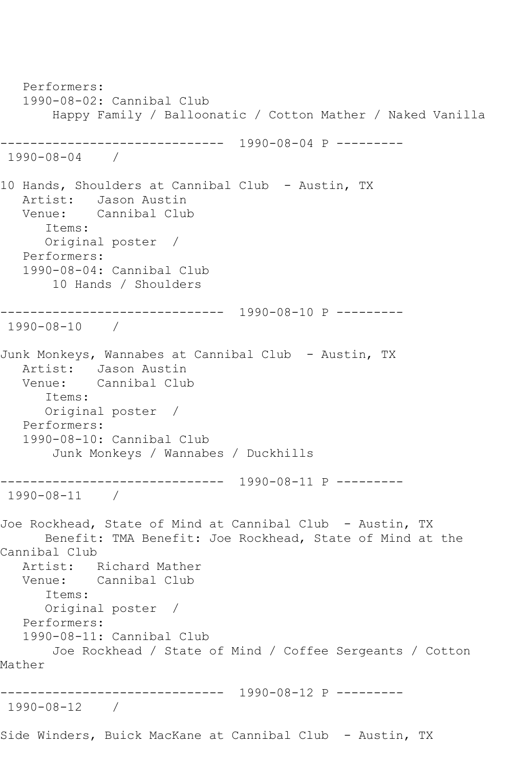Performers:
1990-08-02: Cannibal Club
Happy Family / Balloonatic / Cotton Mather / Naked Vanilla

------------------------------ 1990-08-04 P ---------
1990-08-04 /

10 Hands, Shoulders at Cannibal Club - Austin, TX
Artist: Jason Austin
Venue: Cannibal Club
Items:
Original poster /
Performers:
1990-08-04: Cannibal Club
10 Hands / Shoulders

------------------------------ 1990-08-10 P ---------
1990-08-10 /

Junk Monkeys, Wannabes at Cannibal Club - Austin, TX
Artist: Jason Austin
Venue: Cannibal Club
Items:
Original poster /
Performers:
1990-08-10: Cannibal Club
Junk Monkeys / Wannabes / Duckhills

------------------------------ 1990-08-11 P ---------
1990-08-11 /

Joe Rockhead, State of Mind at Cannibal Club - Austin, TX
Benefit: TMA Benefit: Joe Rockhead, State of Mind at the Cannibal Club
Artist: Richard Mather
Venue: Cannibal Club
Items:
Original poster /
Performers:
1990-08-11: Cannibal Club
Joe Rockhead / State of Mind / Coffee Sergeants / Cotton Mather

------------------------------ 1990-08-12 P ---------
1990-08-12 /

Side Winders, Buick MacKane at Cannibal Club - Austin, TX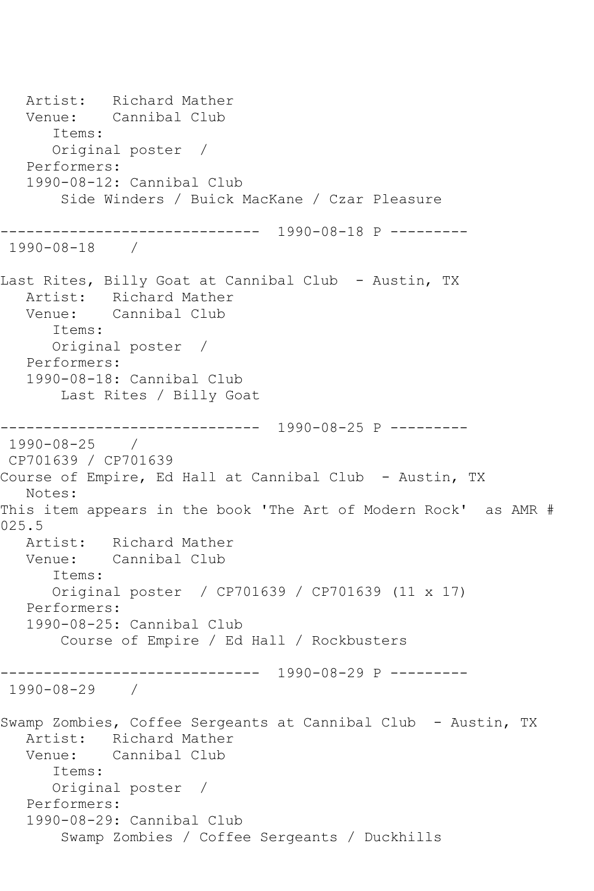Artist: Richard Mather
Venue: Cannibal Club
Items:
Original poster /
Performers:
1990-08-12: Cannibal Club
Side Winders / Buick MacKane / Czar Pleasure

------------------------------ 1990-08-18 P ---------
1990-08-18 /

Last Rites, Billy Goat at Cannibal Club - Austin, TX
Artist: Richard Mather
Venue: Cannibal Club
Items:
Original poster /
Performers:
1990-08-18: Cannibal Club
Last Rites / Billy Goat

------------------------------ 1990-08-25 P ---------
1990-08-25 /
CP701639 / CP701639
Course of Empire, Ed Hall at Cannibal Club - Austin, TX
Notes:
This item appears in the book 'The Art of Modern Rock' as AMR # 025.5
Artist: Richard Mather
Venue: Cannibal Club
Items:
Original poster / CP701639 / CP701639 (11 x 17)
Performers:
1990-08-25: Cannibal Club
Course of Empire / Ed Hall / Rockbusters

------------------------------ 1990-08-29 P ---------
1990-08-29 /

Swamp Zombies, Coffee Sergeants at Cannibal Club - Austin, TX
Artist: Richard Mather
Venue: Cannibal Club
Items:
Original poster /
Performers:
1990-08-29: Cannibal Club
Swamp Zombies / Coffee Sergeants / Duckhills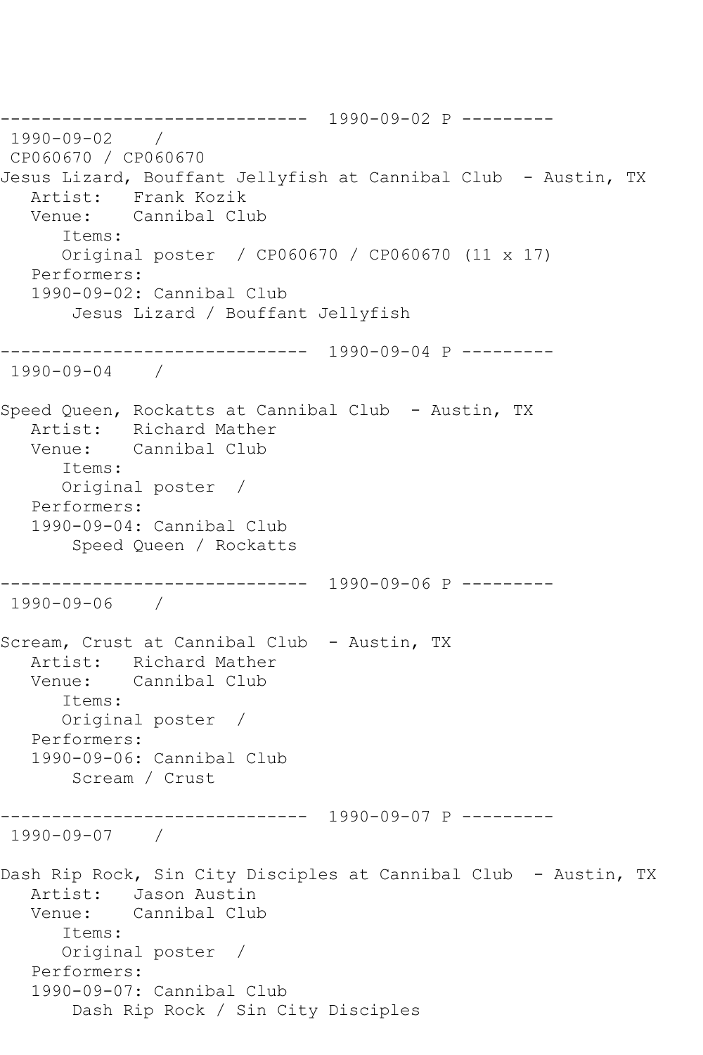```
------------------------------  1990-09-02 P ---------
 1990-09-02    / 
 CP060670 / CP060670
Jesus Lizard, Bouffant Jellyfish at Cannibal Club  - Austin, TX
   Artist:   Frank Kozik
   Venue:    Cannibal Club
      Items:
      Original poster  / CP060670 / CP060670 (11 x 17)
   Performers:
   1990-09-02: Cannibal Club
       Jesus Lizard / Bouffant Jellyfish

------------------------------  1990-09-04 P ---------
 1990-09-04    / 

Speed Queen, Rockatts at Cannibal Club  - Austin, TX
   Artist:   Richard Mather
   Venue:    Cannibal Club
      Items:
      Original poster  / 
   Performers:
   1990-09-04: Cannibal Club
       Speed Queen / Rockatts

------------------------------  1990-09-06 P ---------
 1990-09-06    / 

Scream, Crust at Cannibal Club  - Austin, TX
   Artist:   Richard Mather
   Venue:    Cannibal Club
      Items:
      Original poster  / 
   Performers:
   1990-09-06: Cannibal Club
       Scream / Crust

------------------------------  1990-09-07 P ---------
 1990-09-07    / 

Dash Rip Rock, Sin City Disciples at Cannibal Club  - Austin, TX
   Artist:   Jason Austin
   Venue:    Cannibal Club
      Items:
      Original poster  / 
   Performers:
   1990-09-07: Cannibal Club
       Dash Rip Rock / Sin City Disciples
```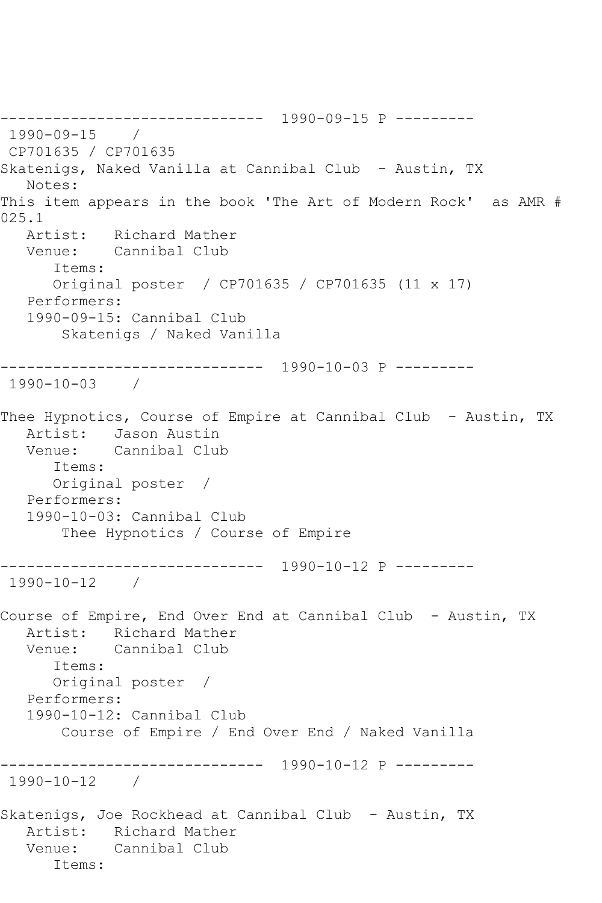------------------------------ 1990-09-15 P ---------
1990-09-15 /
CP701635 / CP701635
Skatenigs, Naked Vanilla at Cannibal Club - Austin, TX
Notes:
This item appears in the book 'The Art of Modern Rock' as AMR # 025.1
Artist: Richard Mather
Venue: Cannibal Club
Items:
Original poster / CP701635 / CP701635 (11 x 17)
Performers:
1990-09-15: Cannibal Club
Skatenigs / Naked Vanilla

------------------------------ 1990-10-03 P ---------
1990-10-03 /

Thee Hypnotics, Course of Empire at Cannibal Club - Austin, TX
Artist: Jason Austin
Venue: Cannibal Club
Items:
Original poster /
Performers:
1990-10-03: Cannibal Club
Thee Hypnotics / Course of Empire

------------------------------ 1990-10-12 P ---------
1990-10-12 /

Course of Empire, End Over End at Cannibal Club - Austin, TX
Artist: Richard Mather
Venue: Cannibal Club
Items:
Original poster /
Performers:
1990-10-12: Cannibal Club
Course of Empire / End Over End / Naked Vanilla

------------------------------ 1990-10-12 P ---------
1990-10-12 /

Skatenigs, Joe Rockhead at Cannibal Club - Austin, TX
Artist: Richard Mather
Venue: Cannibal Club
Items: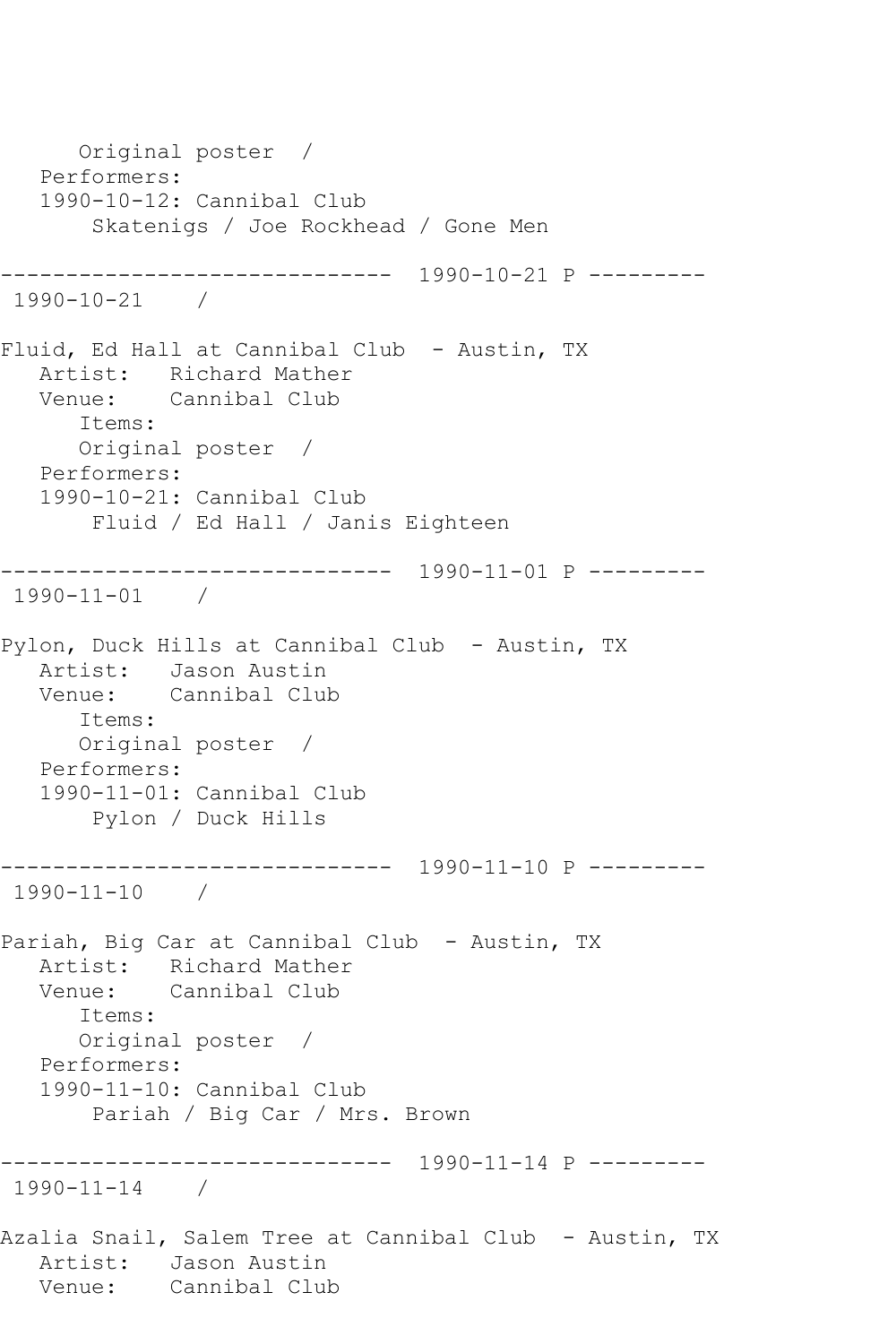Original poster  /
   Performers:
   1990-10-12: Cannibal Club
       Skatenigs / Joe Rockhead / Gone Men

------------------------------  1990-10-21 P ---------
 1990-10-21    /

Fluid, Ed Hall at Cannibal Club  - Austin, TX
   Artist:   Richard Mather
   Venue:    Cannibal Club
      Items:
      Original poster  /
   Performers:
   1990-10-21: Cannibal Club
       Fluid / Ed Hall / Janis Eighteen

------------------------------  1990-11-01 P ---------
 1990-11-01    /

Pylon, Duck Hills at Cannibal Club  - Austin, TX
   Artist:   Jason Austin
   Venue:    Cannibal Club
      Items:
      Original poster  /
   Performers:
   1990-11-01: Cannibal Club
       Pylon / Duck Hills

------------------------------  1990-11-10 P ---------
 1990-11-10    /

Pariah, Big Car at Cannibal Club  - Austin, TX
   Artist:   Richard Mather
   Venue:    Cannibal Club
      Items:
      Original poster  /
   Performers:
   1990-11-10: Cannibal Club
       Pariah / Big Car / Mrs. Brown

------------------------------  1990-11-14 P ---------
 1990-11-14    /

Azalia Snail, Salem Tree at Cannibal Club  - Austin, TX
   Artist:   Jason Austin
   Venue:    Cannibal Club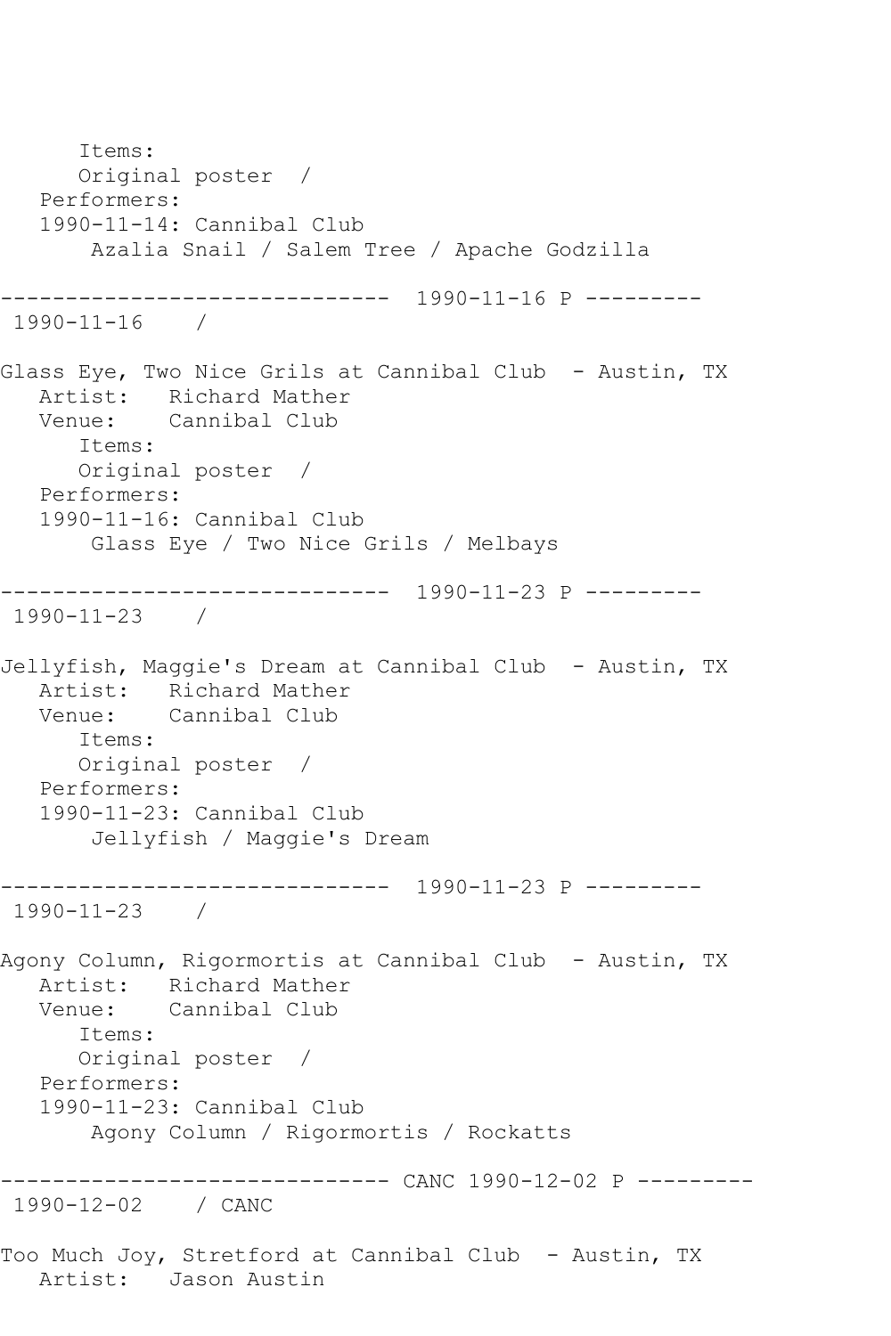```
      Items:
      Original poster  /
   Performers:
   1990-11-14: Cannibal Club
       Azalia Snail / Salem Tree / Apache Godzilla

------------------------------  1990-11-16 P ---------
 1990-11-16    /

Glass Eye, Two Nice Grils at Cannibal Club  - Austin, TX
   Artist:   Richard Mather
   Venue:    Cannibal Club
      Items:
      Original poster  /
   Performers:
   1990-11-16: Cannibal Club
       Glass Eye / Two Nice Grils / Melbays

------------------------------  1990-11-23 P ---------
 1990-11-23    /

Jellyfish, Maggie's Dream at Cannibal Club  - Austin, TX
   Artist:   Richard Mather
   Venue:    Cannibal Club
      Items:
      Original poster  /
   Performers:
   1990-11-23: Cannibal Club
       Jellyfish / Maggie's Dream

------------------------------  1990-11-23 P ---------
 1990-11-23    /

Agony Column, Rigormortis at Cannibal Club  - Austin, TX
   Artist:   Richard Mather
   Venue:    Cannibal Club
      Items:
      Original poster  /
   Performers:
   1990-11-23: Cannibal Club
       Agony Column / Rigormortis / Rockatts

------------------------------ CANC 1990-12-02 P ---------
 1990-12-02    / CANC

Too Much Joy, Stretford at Cannibal Club  - Austin, TX
   Artist:   Jason Austin
```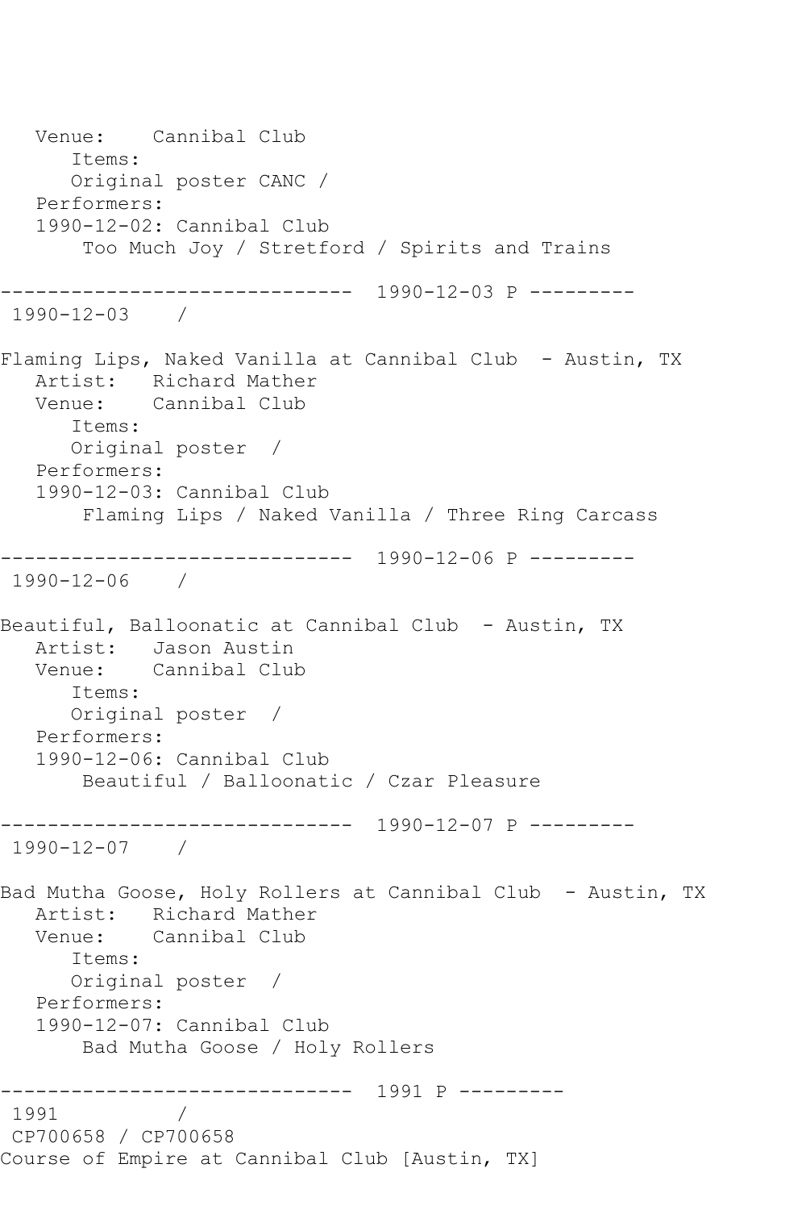```
   Venue:    Cannibal Club
      Items:
      Original poster CANC /
   Performers:
   1990-12-02: Cannibal Club
       Too Much Joy / Stretford / Spirits and Trains

------------------------------  1990-12-03 P ---------
 1990-12-03    /

Flaming Lips, Naked Vanilla at Cannibal Club  - Austin, TX
   Artist:   Richard Mather
   Venue:    Cannibal Club
      Items:
      Original poster  /
   Performers:
   1990-12-03: Cannibal Club
       Flaming Lips / Naked Vanilla / Three Ring Carcass

------------------------------  1990-12-06 P ---------
 1990-12-06    /

Beautiful, Balloonatic at Cannibal Club  - Austin, TX
   Artist:   Jason Austin
   Venue:    Cannibal Club
      Items:
      Original poster  /
   Performers:
   1990-12-06: Cannibal Club
       Beautiful / Balloonatic / Czar Pleasure

------------------------------  1990-12-07 P ---------
 1990-12-07    /

Bad Mutha Goose, Holy Rollers at Cannibal Club  - Austin, TX
   Artist:   Richard Mather
   Venue:    Cannibal Club
      Items:
      Original poster  /
   Performers:
   1990-12-07: Cannibal Club
       Bad Mutha Goose / Holy Rollers

------------------------------  1991 P ---------
 1991          /
 CP700658 / CP700658
Course of Empire at Cannibal Club [Austin, TX]
```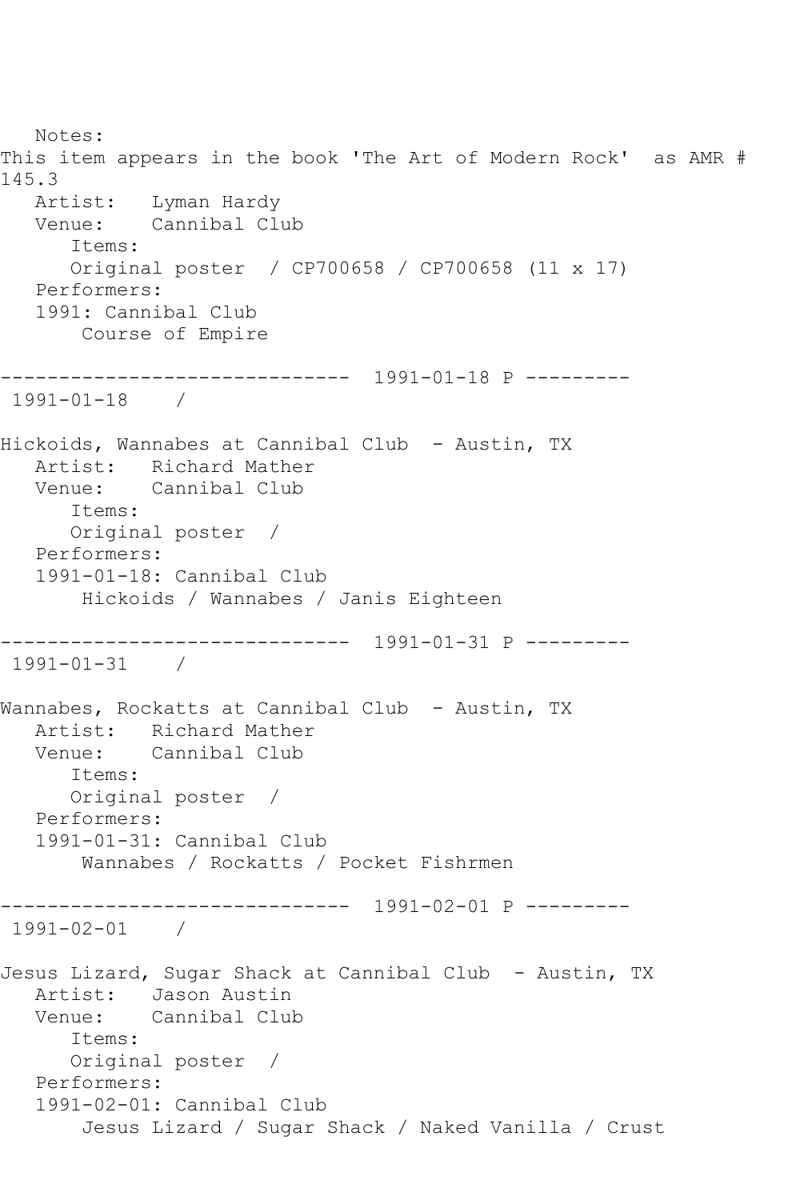Notes:
This item appears in the book 'The Art of Modern Rock' as AMR # 145.3

Artist: Lyman Hardy
Venue: Cannibal Club
Items:
Original poster / CP700658 / CP700658 (11 x 17)
Performers:
1991: Cannibal Club
Course of Empire

------------------------------ 1991-01-18 P ---------
1991-01-18 /

Hickoids, Wannabes at Cannibal Club - Austin, TX
Artist: Richard Mather
Venue: Cannibal Club
Items:
Original poster /
Performers:
1991-01-18: Cannibal Club
Hickoids / Wannabes / Janis Eighteen

------------------------------ 1991-01-31 P ---------
1991-01-31 /

Wannabes, Rockatts at Cannibal Club - Austin, TX
Artist: Richard Mather
Venue: Cannibal Club
Items:
Original poster /
Performers:
1991-01-31: Cannibal Club
Wannabes / Rockatts / Pocket Fishrmen

------------------------------ 1991-02-01 P ---------
1991-02-01 /

Jesus Lizard, Sugar Shack at Cannibal Club - Austin, TX
Artist: Jason Austin
Venue: Cannibal Club
Items:
Original poster /
Performers:
1991-02-01: Cannibal Club
Jesus Lizard / Sugar Shack / Naked Vanilla / Crust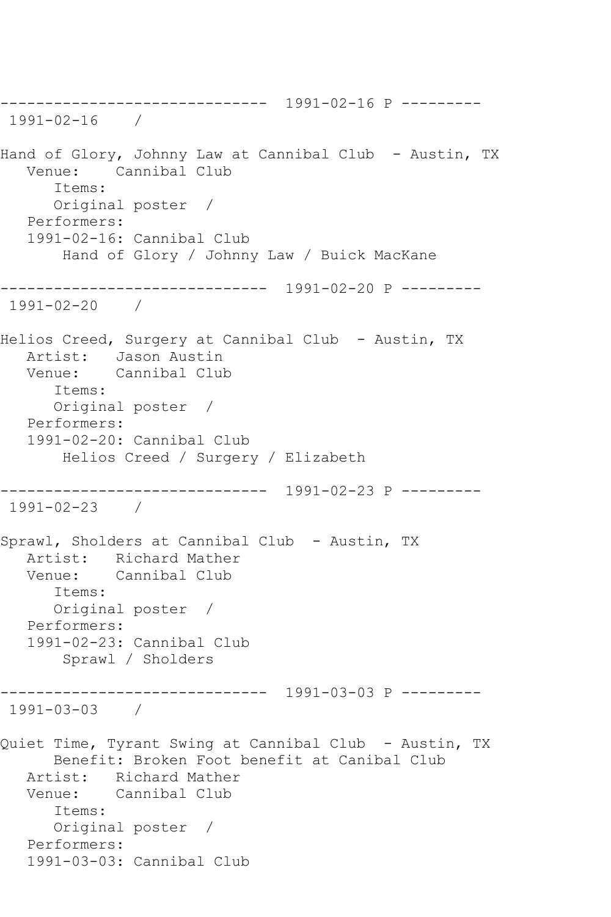```
------------------------------  1991-02-16 P ---------
 1991-02-16    /

Hand of Glory, Johnny Law at Cannibal Club  - Austin, TX
   Venue:    Cannibal Club
      Items:
      Original poster  /
   Performers:
   1991-02-16: Cannibal Club
       Hand of Glory / Johnny Law / Buick MacKane

------------------------------  1991-02-20 P ---------
 1991-02-20    /

Helios Creed, Surgery at Cannibal Club  - Austin, TX
   Artist:   Jason Austin
   Venue:    Cannibal Club
      Items:
      Original poster  /
   Performers:
   1991-02-20: Cannibal Club
       Helios Creed / Surgery / Elizabeth

------------------------------  1991-02-23 P ---------
 1991-02-23    /

Sprawl, Sholders at Cannibal Club  - Austin, TX
   Artist:   Richard Mather
   Venue:    Cannibal Club
      Items:
      Original poster  /
   Performers:
   1991-02-23: Cannibal Club
       Sprawl / Sholders

------------------------------  1991-03-03 P ---------
 1991-03-03    /

Quiet Time, Tyrant Swing at Cannibal Club  - Austin, TX
      Benefit: Broken Foot benefit at Canibal Club
   Artist:   Richard Mather
   Venue:    Cannibal Club
      Items:
      Original poster  /
   Performers:
   1991-03-03: Cannibal Club
```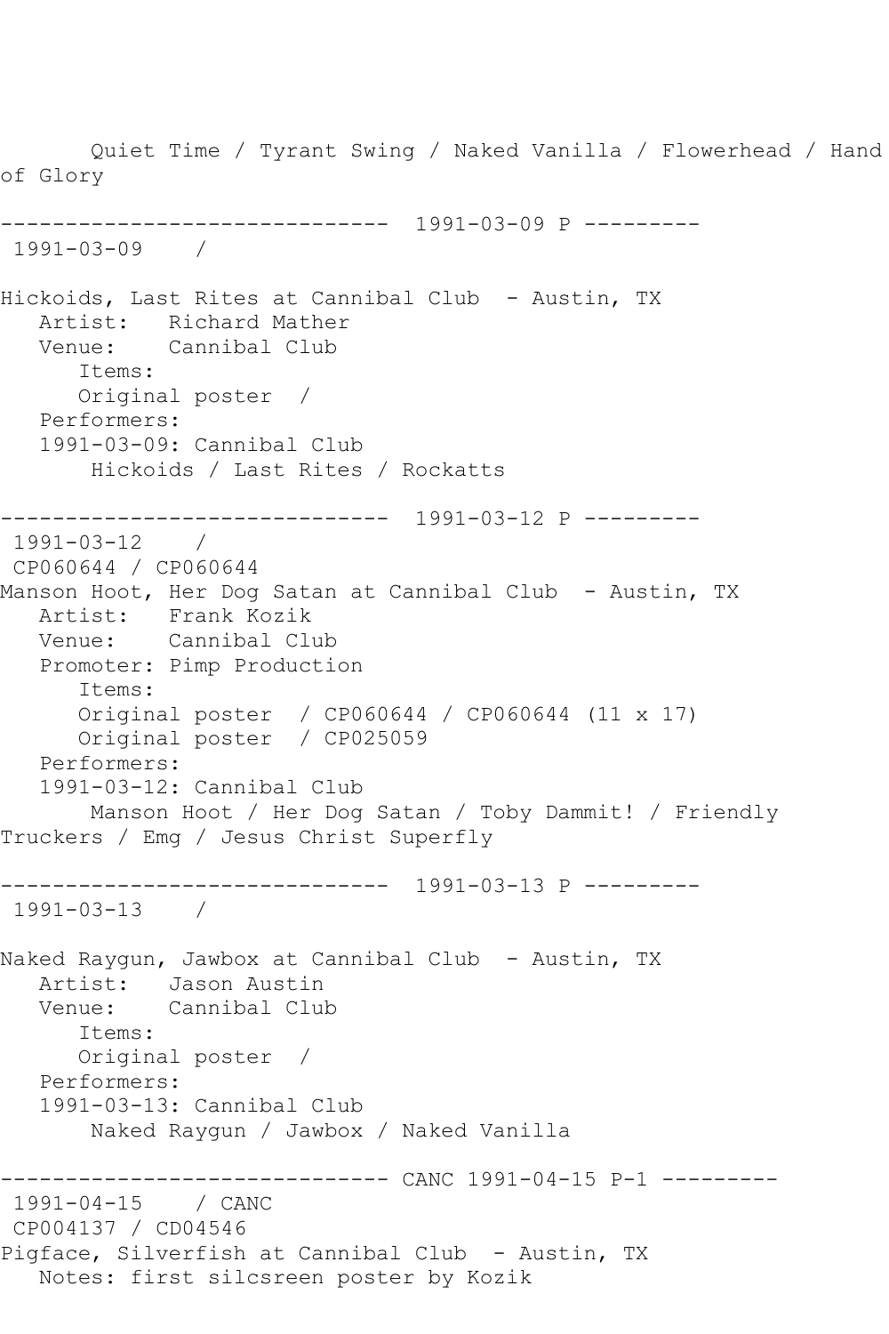Quiet Time / Tyrant Swing / Naked Vanilla / Flowerhead / Hand of Glory

------------------------------ 1991-03-09 P ---------

1991-03-09 /

Hickoids, Last Rites at Cannibal Club - Austin, TX

Artist: Richard Mather

Venue: Cannibal Club

Items:

Original poster /

Performers:

1991-03-09: Cannibal Club

Hickoids / Last Rites / Rockatts

------------------------------ 1991-03-12 P ---------

1991-03-12 /

CP060644 / CP060644

Manson Hoot, Her Dog Satan at Cannibal Club - Austin, TX

Artist: Frank Kozik

Venue: Cannibal Club

Promoter: Pimp Production

Items:

Original poster / CP060644 / CP060644 (11 x 17)

Original poster / CP025059

Performers:

1991-03-12: Cannibal Club

Manson Hoot / Her Dog Satan / Toby Dammit! / Friendly Truckers / Emg / Jesus Christ Superfly

------------------------------ 1991-03-13 P ---------

1991-03-13 /

Naked Raygun, Jawbox at Cannibal Club - Austin, TX

Artist: Jason Austin

Venue: Cannibal Club

Items:

Original poster /

Performers:

1991-03-13: Cannibal Club

Naked Raygun / Jawbox / Naked Vanilla

------------------------------ CANC 1991-04-15 P-1 ---------

1991-04-15 / CANC

CP004137 / CD04546

Pigface, Silverfish at Cannibal Club - Austin, TX

Notes: first silcsreen poster by Kozik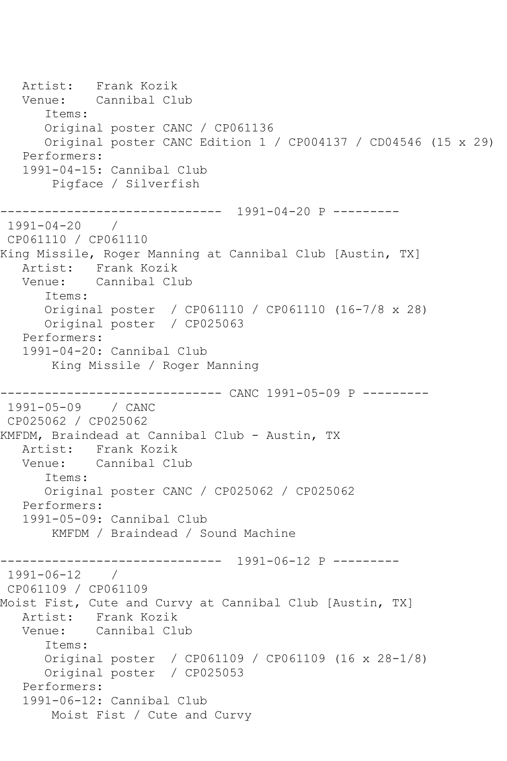```
   Artist:   Frank Kozik
   Venue:    Cannibal Club
      Items:
      Original poster CANC / CP061136
      Original poster CANC Edition 1 / CP004137 / CD04546 (15 x 29)
   Performers:
   1991-04-15: Cannibal Club
       Pigface / Silverfish

------------------------------  1991-04-20 P ---------
 1991-04-20    /
 CP061110 / CP061110
King Missile, Roger Manning at Cannibal Club [Austin, TX]
   Artist:   Frank Kozik
   Venue:    Cannibal Club
      Items:
      Original poster  / CP061110 / CP061110 (16-7/8 x 28)
      Original poster  / CP025063
   Performers:
   1991-04-20: Cannibal Club
       King Missile / Roger Manning

------------------------------ CANC 1991-05-09 P ---------
 1991-05-09    / CANC
 CP025062 / CP025062
KMFDM, Braindead at Cannibal Club - Austin, TX
   Artist:   Frank Kozik
   Venue:    Cannibal Club
      Items:
      Original poster CANC / CP025062 / CP025062
   Performers:
   1991-05-09: Cannibal Club
       KMFDM / Braindead / Sound Machine

------------------------------  1991-06-12 P ---------
 1991-06-12    /
 CP061109 / CP061109
Moist Fist, Cute and Curvy at Cannibal Club [Austin, TX]
   Artist:   Frank Kozik
   Venue:    Cannibal Club
      Items:
      Original poster  / CP061109 / CP061109 (16 x 28-1/8)
      Original poster  / CP025053
   Performers:
   1991-06-12: Cannibal Club
       Moist Fist / Cute and Curvy
```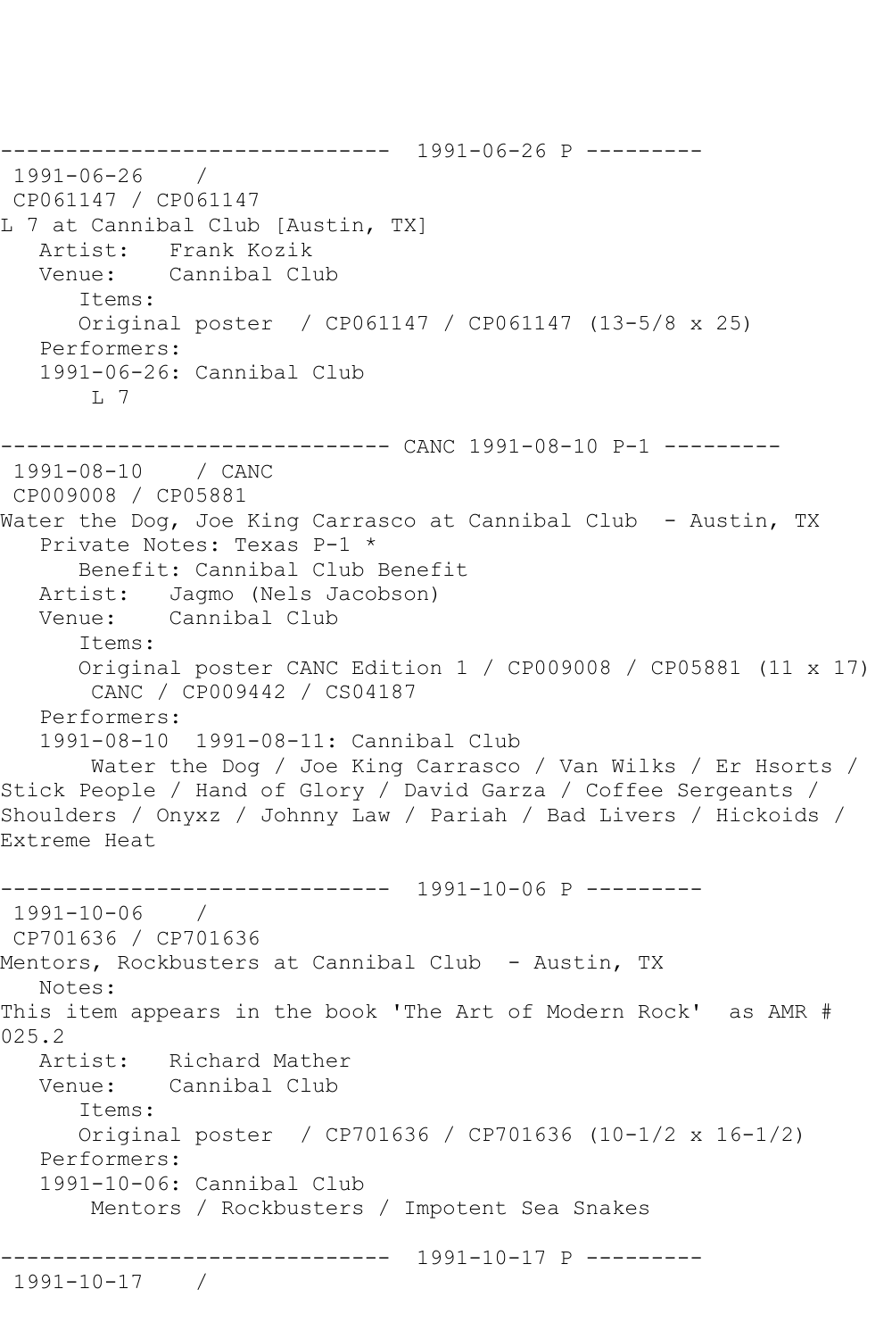------------------------------  1991-06-26 P ---------
 1991-06-26    /  
 CP061147 / CP061147
L 7 at Cannibal Club [Austin, TX]
   Artist:   Frank Kozik
   Venue:    Cannibal Club
      Items:
      Original poster  / CP061147 / CP061147 (13-5/8 x 25)
   Performers:
   1991-06-26: Cannibal Club
       L 7

------------------------------ CANC 1991-08-10 P-1 ---------
 1991-08-10    / CANC
 CP009008 / CP05881
Water the Dog, Joe King Carrasco at Cannibal Club  - Austin, TX
   Private Notes: Texas P-1 *
      Benefit: Cannibal Club Benefit
   Artist:   Jagmo (Nels Jacobson)
   Venue:    Cannibal Club
      Items:
      Original poster CANC Edition 1 / CP009008 / CP05881 (11 x 17)
       CANC / CP009442 / CS04187
   Performers:
   1991-08-10  1991-08-11: Cannibal Club
       Water the Dog / Joe King Carrasco / Van Wilks / Er Hsorts / Stick People / Hand of Glory / David Garza / Coffee Sergeants / Shoulders / Onyxz / Johnny Law / Pariah / Bad Livers / Hickoids / Extreme Heat

------------------------------  1991-10-06 P ---------
 1991-10-06    /  
 CP701636 / CP701636
Mentors, Rockbusters at Cannibal Club  - Austin, TX
   Notes:
This item appears in the book 'The Art of Modern Rock'  as AMR # 025.2
   Artist:   Richard Mather
   Venue:    Cannibal Club
      Items:
      Original poster  / CP701636 / CP701636 (10-1/2 x 16-1/2)
   Performers:
   1991-10-06: Cannibal Club
       Mentors / Rockbusters / Impotent Sea Snakes

------------------------------  1991-10-17 P ---------
 1991-10-17    /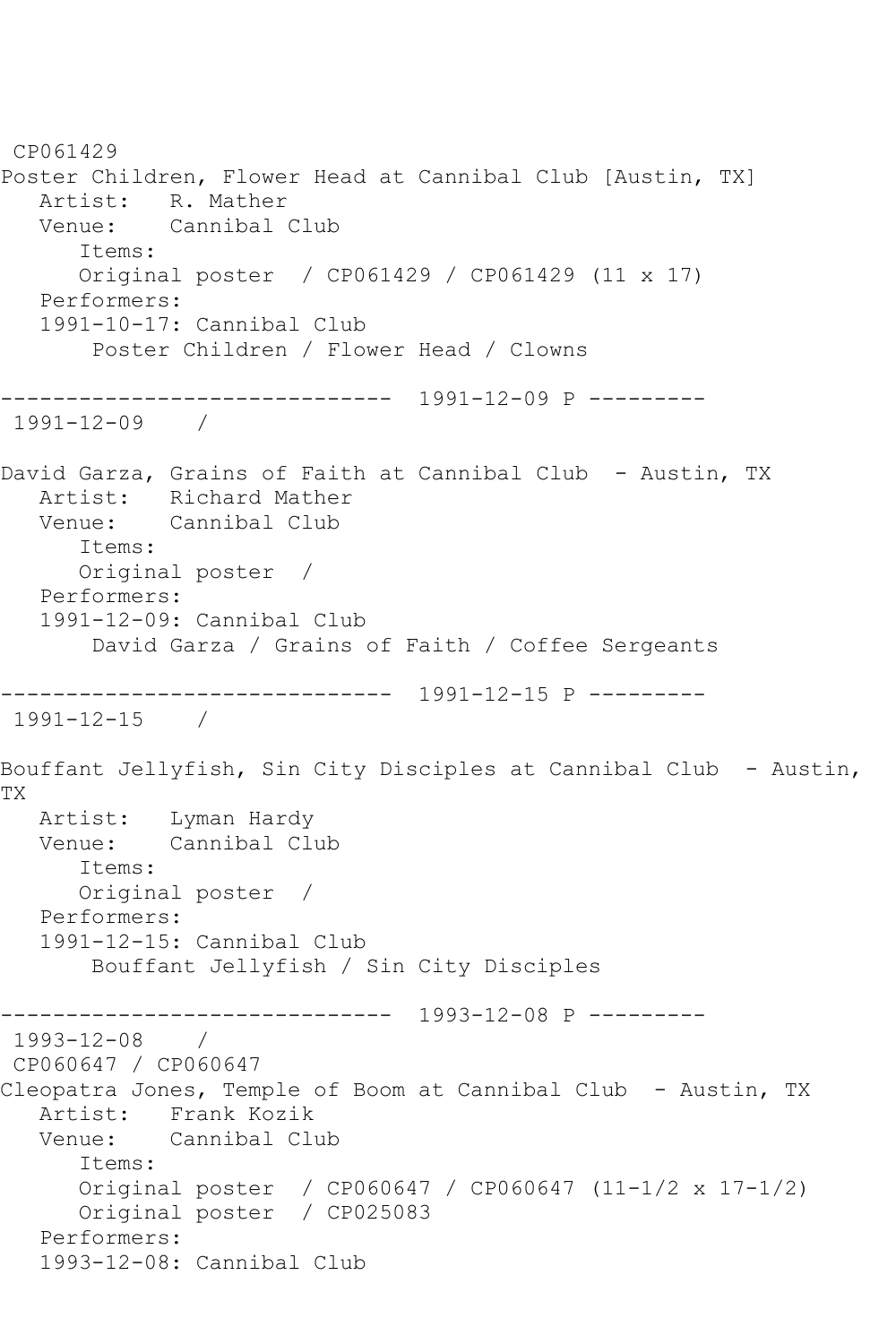CP061429
Poster Children, Flower Head at Cannibal Club [Austin, TX]
   Artist:   R. Mather
   Venue:    Cannibal Club
      Items:
      Original poster  / CP061429 / CP061429 (11 x 17)
   Performers:
   1991-10-17: Cannibal Club
       Poster Children / Flower Head / Clowns

------------------------------  1991-12-09 P ---------
 1991-12-09    /

David Garza, Grains of Faith at Cannibal Club  - Austin, TX
   Artist:   Richard Mather
   Venue:    Cannibal Club
      Items:
      Original poster  /
   Performers:
   1991-12-09: Cannibal Club
       David Garza / Grains of Faith / Coffee Sergeants

------------------------------  1991-12-15 P ---------
 1991-12-15    /

Bouffant Jellyfish, Sin City Disciples at Cannibal Club  - Austin, TX
   Artist:   Lyman Hardy
   Venue:    Cannibal Club
      Items:
      Original poster  /
   Performers:
   1991-12-15: Cannibal Club
       Bouffant Jellyfish / Sin City Disciples

------------------------------  1993-12-08 P ---------
 1993-12-08    /
 CP060647 / CP060647
Cleopatra Jones, Temple of Boom at Cannibal Club  - Austin, TX
   Artist:   Frank Kozik
   Venue:    Cannibal Club
      Items:
      Original poster  / CP060647 / CP060647 (11-1/2 x 17-1/2)
      Original poster  / CP025083
   Performers:
   1993-12-08: Cannibal Club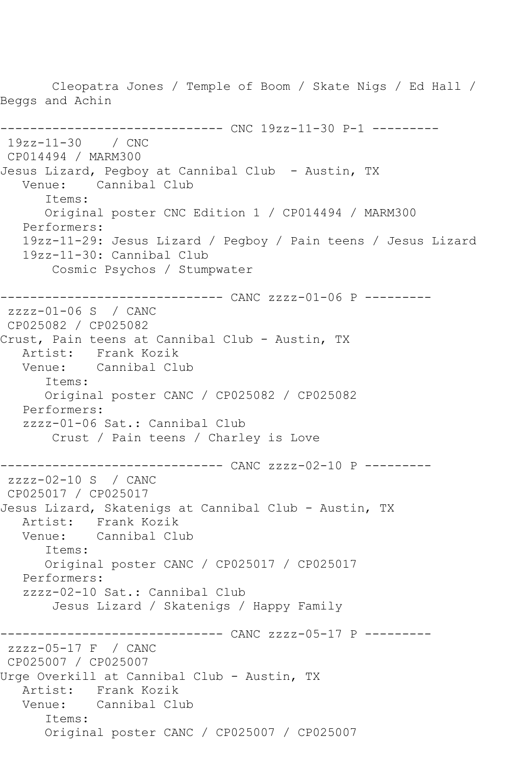Cleopatra Jones / Temple of Boom / Skate Nigs / Ed Hall / Beggs and Achin

------------------------------ CNC 19zz-11-30 P-1 ---------

19zz-11-30 / CNC

CP014494 / MARM300

Jesus Lizard, Pegboy at Cannibal Club - Austin, TX

Venue: Cannibal Club

Items:

Original poster CNC Edition 1 / CP014494 / MARM300

Performers:

19zz-11-29: Jesus Lizard / Pegboy / Pain teens / Jesus Lizard

19zz-11-30: Cannibal Club

Cosmic Psychos / Stumpwater

------------------------------ CANC zzzz-01-06 P ---------

zzzz-01-06 S / CANC

CP025082 / CP025082

Crust, Pain teens at Cannibal Club - Austin, TX

Artist: Frank Kozik

Venue: Cannibal Club

Items:

Original poster CANC / CP025082 / CP025082

Performers:

zzzz-01-06 Sat.: Cannibal Club

Crust / Pain teens / Charley is Love

------------------------------ CANC zzzz-02-10 P ---------

zzzz-02-10 S / CANC

CP025017 / CP025017

Jesus Lizard, Skatenigs at Cannibal Club - Austin, TX

Artist: Frank Kozik

Venue: Cannibal Club

Items:

Original poster CANC / CP025017 / CP025017

Performers:

zzzz-02-10 Sat.: Cannibal Club

Jesus Lizard / Skatenigs / Happy Family

------------------------------ CANC zzzz-05-17 P ---------

zzzz-05-17 F / CANC

CP025007 / CP025007

Urge Overkill at Cannibal Club - Austin, TX

Artist: Frank Kozik

Venue: Cannibal Club

Items:

Original poster CANC / CP025007 / CP025007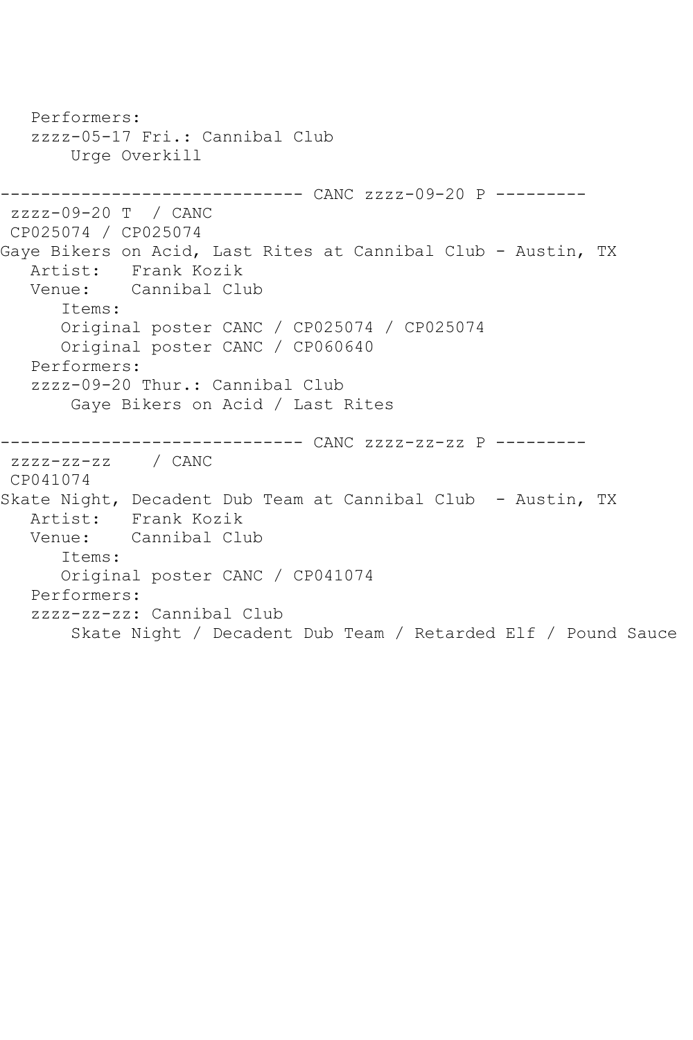```
   Performers:
   zzzz-05-17 Fri.: Cannibal Club
       Urge Overkill

------------------------------ CANC zzzz-09-20 P ---------
 zzzz-09-20 T  / CANC
 CP025074 / CP025074
Gaye Bikers on Acid, Last Rites at Cannibal Club - Austin, TX
   Artist:   Frank Kozik
   Venue:    Cannibal Club
      Items:
      Original poster CANC / CP025074 / CP025074
      Original poster CANC / CP060640
   Performers:
   zzzz-09-20 Thur.: Cannibal Club
       Gaye Bikers on Acid / Last Rites

------------------------------ CANC zzzz-zz-zz P ---------
 zzzz-zz-zz    / CANC
 CP041074
Skate Night, Decadent Dub Team at Cannibal Club  - Austin, TX
   Artist:   Frank Kozik
   Venue:    Cannibal Club
      Items:
      Original poster CANC / CP041074
   Performers:
   zzzz-zz-zz: Cannibal Club
       Skate Night / Decadent Dub Team / Retarded Elf / Pound Sauce
```